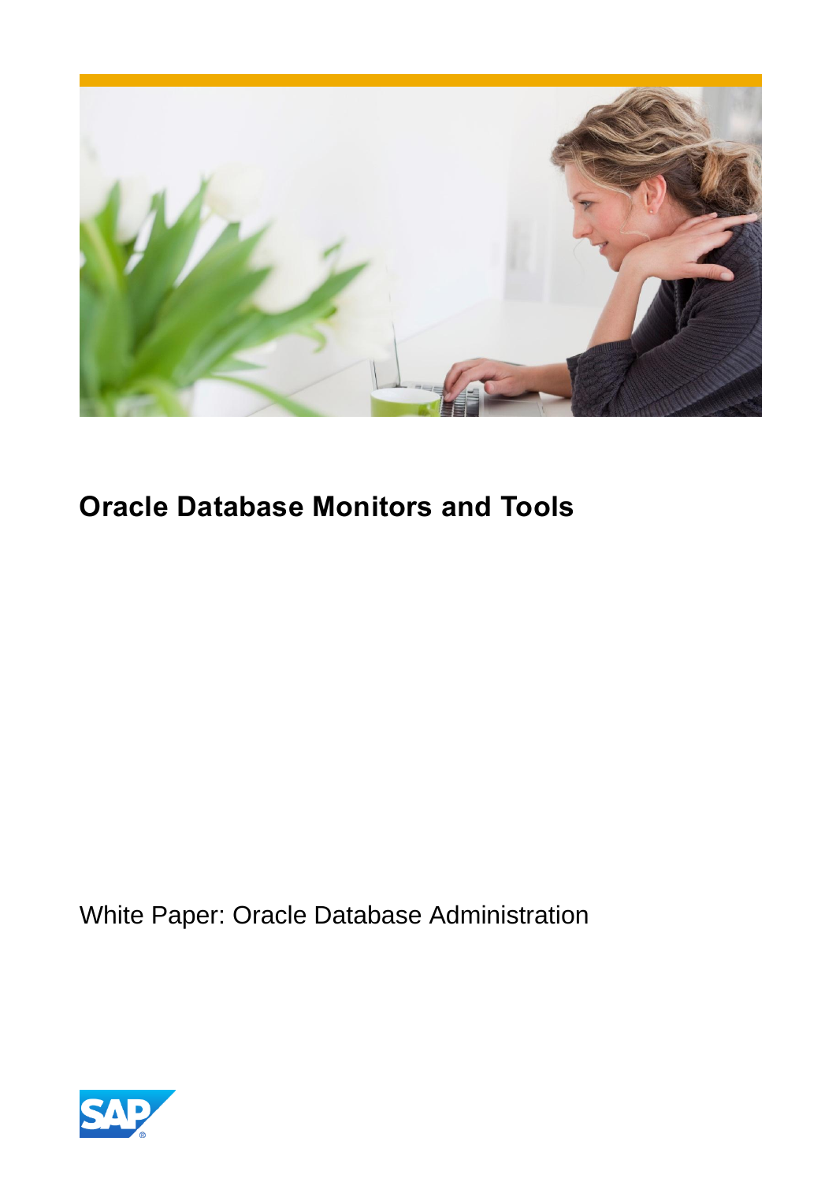# Oracle Database Monitors and Tools

White Paper: Oracle Database Administration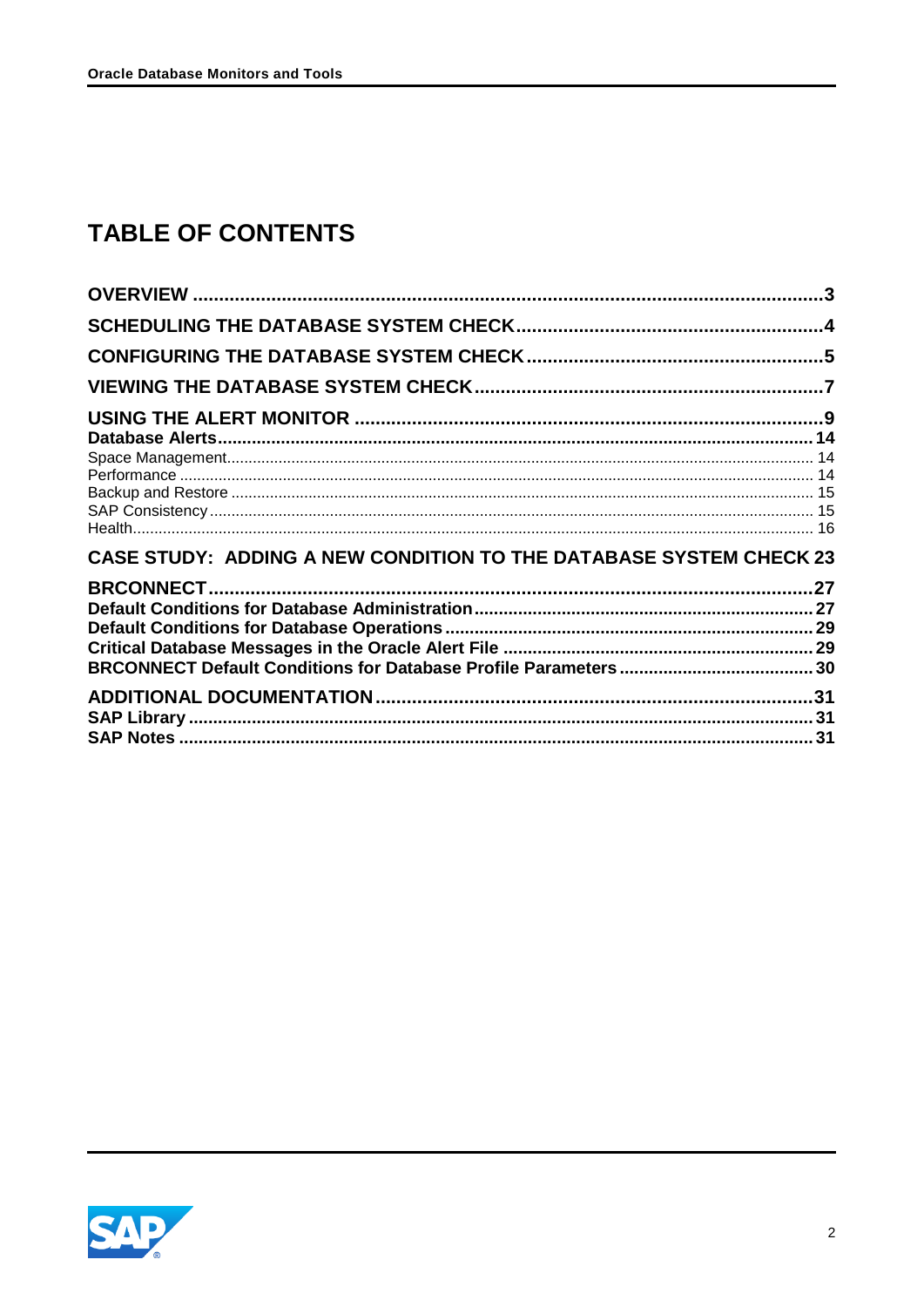# TABLE OF CONTENTS

**OVERVIEW** ..... 3

**SCHEDULING THE DATABASE SYSTEM CHECK** ..... 4

**CONFIGURING THE DATABASE SYSTEM CHECK** ..... 5

**VIEWING THE DATABASE SYSTEM CHECK** ..... 7

**USING THE ALERT MONITOR** ..... 9

**Database Alerts** ..... 14

Space Management ..... 14

Performance ..... 14

Backup and Restore ..... 15

SAP Consistency ..... 15

Health ..... 16

**CASE STUDY: ADDING A NEW CONDITION TO THE DATABASE SYSTEM CHECK** 23

**BRCONNECT** ..... 27

**Default Conditions for Database Administration** ..... 27

**Default Conditions for Database Operations** ..... 29

**Critical Database Messages in the Oracle Alert File** ..... 29

**BRCONNECT Default Conditions for Database Profile Parameters** ..... 30

**ADDITIONAL DOCUMENTATION** ..... 31

**SAP Library** ..... 31

**SAP Notes** ..... 31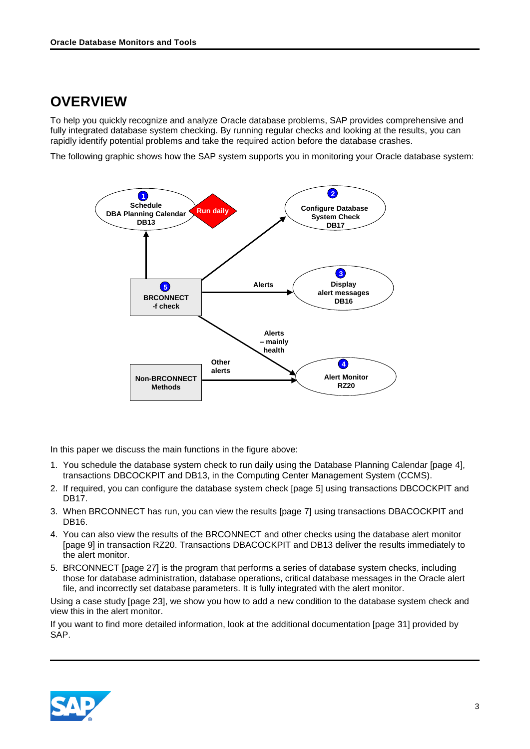# OVERVIEW

To help you quickly recognize and analyze Oracle database problems, SAP provides comprehensive and fully integrated database system checking. By running regular checks and looking at the results, you can rapidly identify potential problems and take the required action before the database crashes.

The following graphic shows how the SAP system supports you in monitoring your Oracle database system:

In this paper we discuss the main functions in the figure above:

1. You schedule the database system check to run daily using the Database Planning Calendar [page 4], transactions DBCOCKPIT and DB13, in the Computing Center Management System (CCMS).
2. If required, you can configure the database system check [page 5] using transactions DBCOCKPIT and DB17.
3. When BRCONNECT has run, you can view the results [page 7] using transactions DBACOCKPIT and DB16.
4. You can also view the results of the BRCONNECT and other checks using the database alert monitor [page 9] in transaction RZ20. Transactions DBACOCKPIT and DB13 deliver the results immediately to the alert monitor.
5. BRCONNECT [page 27] is the program that performs a series of database system checks, including those for database administration, database operations, critical database messages in the Oracle alert file, and incorrectly set database parameters. It is fully integrated with the alert monitor.

Using a case study [page 23], we show you how to add a new condition to the database system check and view this in the alert monitor.

If you want to find more detailed information, look at the additional documentation [page 31] provided by SAP.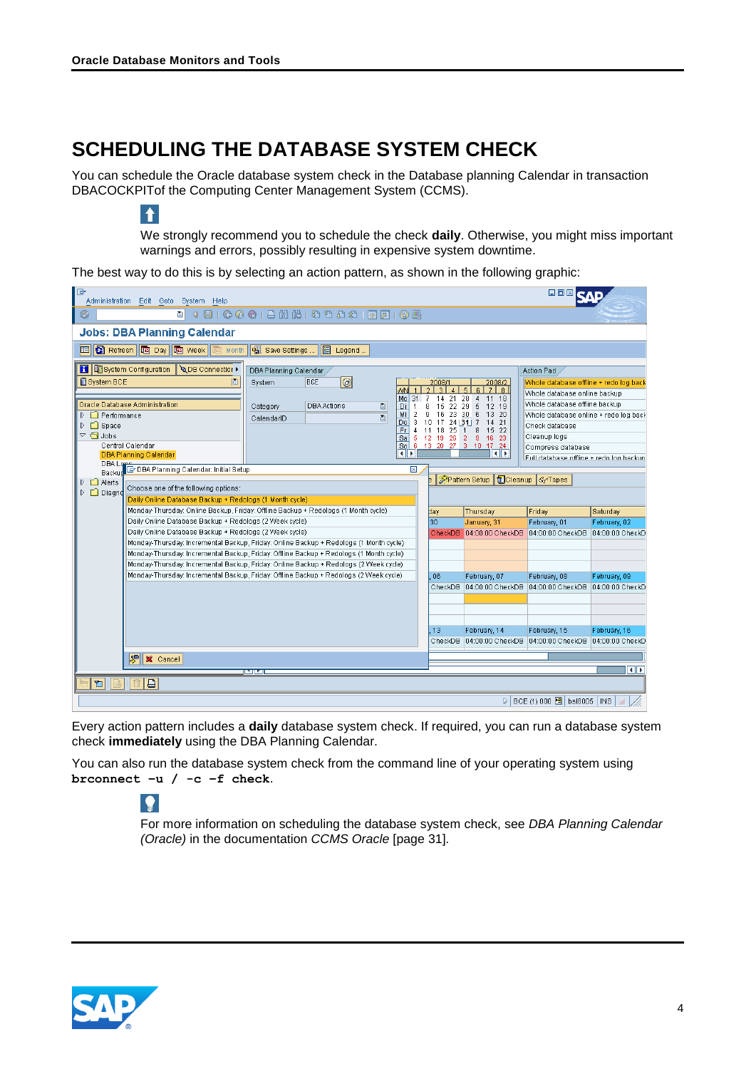# SCHEDULING THE DATABASE SYSTEM CHECK

You can schedule the Oracle database system check in the Database planning Calendar in transaction DBACOCKPITof the Computing Center Management System (CCMS).

We strongly recommend you to schedule the check **daily**. Otherwise, you might miss important warnings and errors, possibly resulting in expensive system downtime.

The best way to do this is by selecting an action pattern, as shown in the following graphic:

Every action pattern includes a **daily** database system check. If required, you can run a database system check **immediately** using the DBA Planning Calendar.

You can also run the database system check from the command line of your operating system using **`brconnect –u / -c –f check`**.

For more information on scheduling the database system check, see *DBA Planning Calendar (Oracle)* in the documentation *CCMS Oracle* [page 31].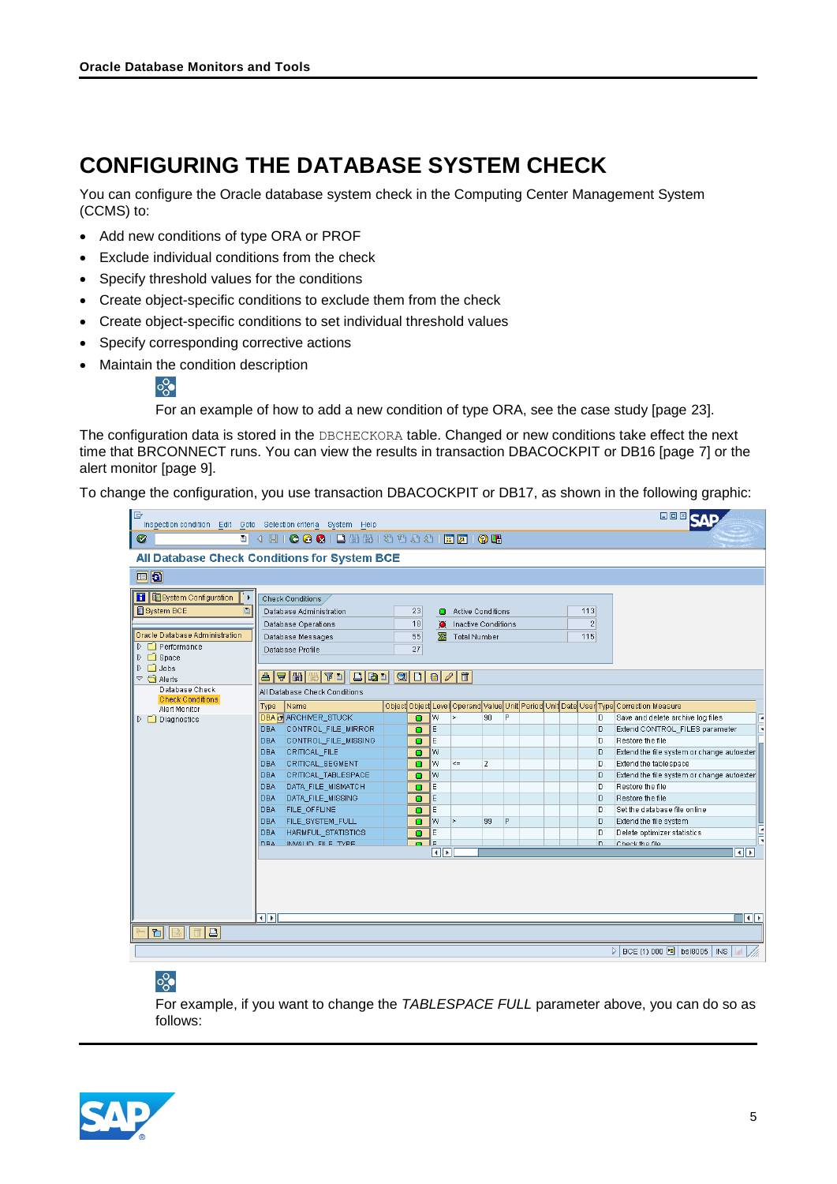# CONFIGURING THE DATABASE SYSTEM CHECK

You can configure the Oracle database system check in the Computing Center Management System (CCMS) to:

- Add new conditions of type ORA or PROF
- Exclude individual conditions from the check
- Specify threshold values for the conditions
- Create object-specific conditions to exclude them from the check
- Create object-specific conditions to set individual threshold values
- Specify corresponding corrective actions
- Maintain the condition description

For an example of how to add a new condition of type ORA, see the case study [page 23].

The configuration data is stored in the DBCHECKORA table. Changed or new conditions take effect the next time that BRCONNECT runs. You can view the results in transaction DBACOCKPIT or DB16 [page 7] or the alert monitor [page 9].

To change the configuration, you use transaction DBACOCKPIT or DB17, as shown in the following graphic:

For example, if you want to change the *TABLESPACE FULL* parameter above, you can do so as follows: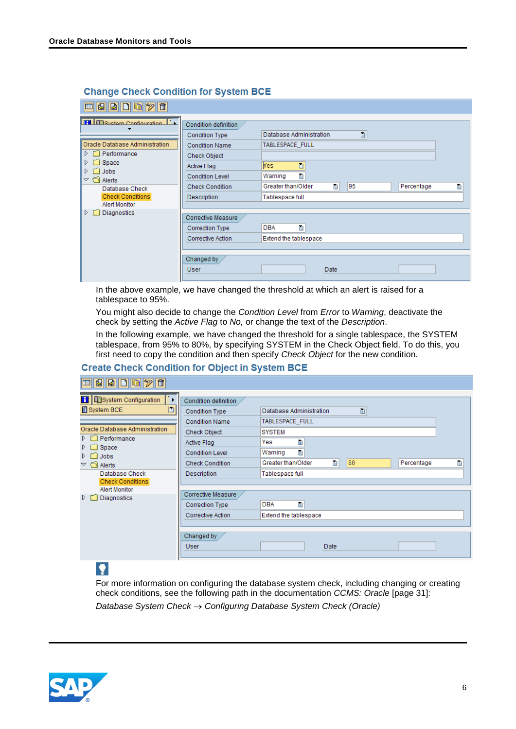### Change Check Condition for System BCE

**Condition definition**

| Field | Value |
|---|---|
| Condition Type | Database Administration |
| Condition Name | TABLESPACE_FULL |
| Check Object | |
| Active Flag | Yes |
| Condition Level | Warning |
| Check Condition | Greater than/Older — 95 — Percentage |
| Description | Tablespace full |

**Corrective Measure**

| Field | Value |
|---|---|
| Correction Type | DBA |
| Corrective Action | Extend the tablespace |

**Changed by**

| User | | Date | |
|---|---|---|---|

In the above example, we have changed the threshold at which an alert is raised for a tablespace to 95%.

You might also decide to change the *Condition Level* from *Error* to *Warning*, deactivate the check by setting the *Active Flag* to *No,* or change the text of the *Description*.

In the following example, we have changed the threshold for a single tablespace, the SYSTEM tablespace, from 95% to 80%, by specifying SYSTEM in the Check Object field. To do this, you first need to copy the condition and then specify *Check Object* for the new condition.

### Create Check Condition for Object in System BCE

**Condition definition**

| Field | Value |
|---|---|
| Condition Type | Database Administration |
| Condition Name | TABLESPACE_FULL |
| Check Object | SYSTEM |
| Active Flag | Yes |
| Condition Level | Warning |
| Check Condition | Greater than/Older — 80 — Percentage |
| Description | Tablespace full |

**Corrective Measure**

| Field | Value |
|---|---|
| Correction Type | DBA |
| Corrective Action | Extend the tablespace |

**Changed by**

| User | | Date | |
|---|---|---|---|

For more information on configuring the database system check, including changing or creating check conditions, see the following path in the documentation *CCMS: Oracle* [page 31]:

*Database System Check* → *Configuring Database System Check (Oracle)*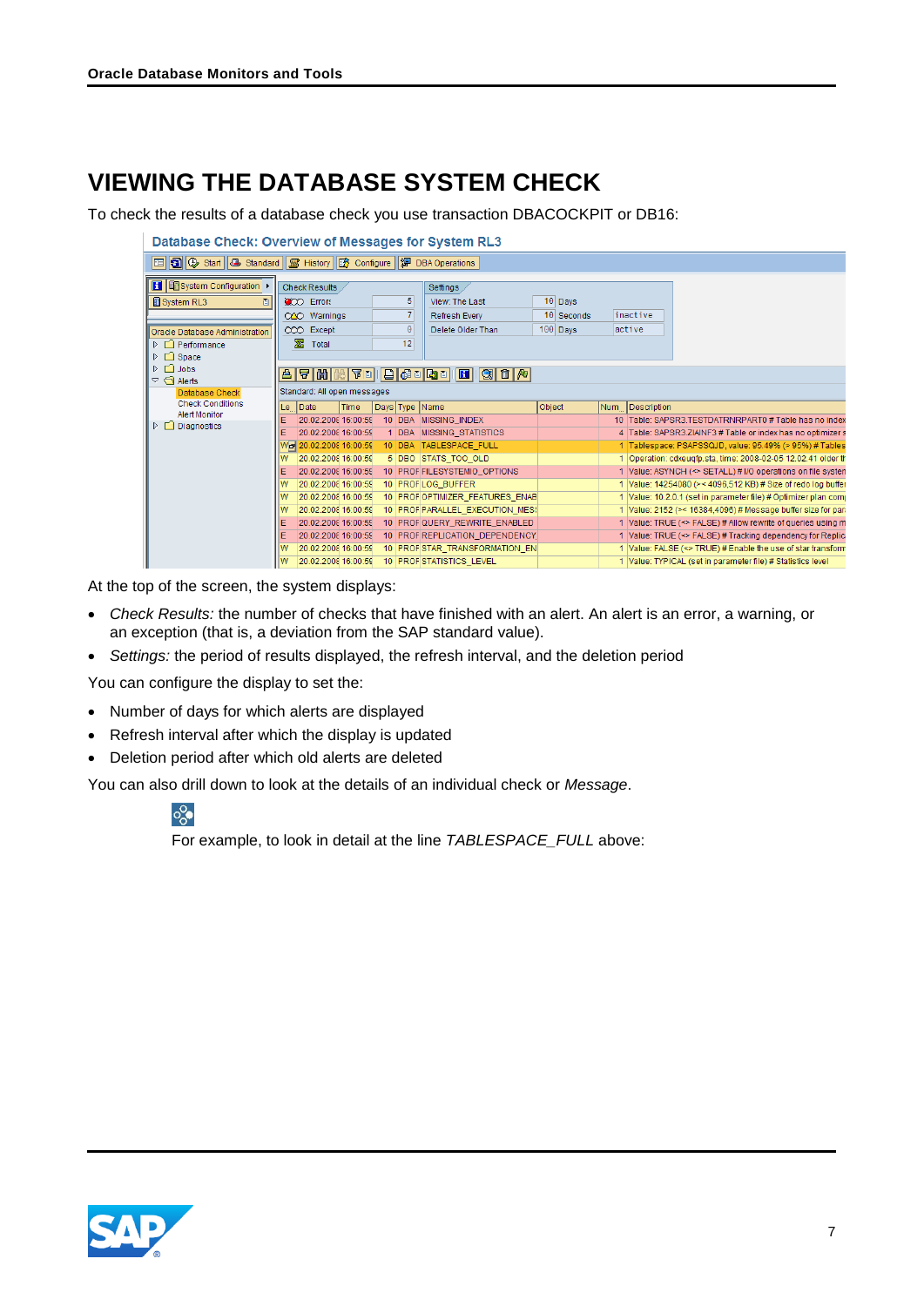# VIEWING THE DATABASE SYSTEM CHECK

To check the results of a database check you use transaction DBACOCKPIT or DB16:

At the top of the screen, the system displays:

- *Check Results:* the number of checks that have finished with an alert. An alert is an error, a warning, or an exception (that is, a deviation from the SAP standard value).
- *Settings:* the period of results displayed, the refresh interval, and the deletion period

You can configure the display to set the:

- Number of days for which alerts are displayed
- Refresh interval after which the display is updated
- Deletion period after which old alerts are deleted

You can also drill down to look at the details of an individual check or *Message*.

For example, to look in detail at the line *TABLESPACE_FULL* above: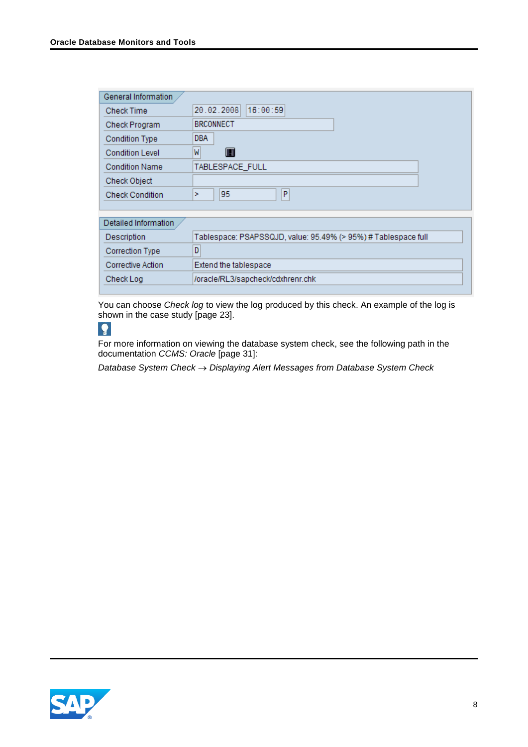| General Information | | | |
|---|---|---|---|
| Check Time | 20.02.2008 | 16:00:59 | |
| Check Program | BRCONNECT | | |
| Condition Type | DBA | | |
| Condition Level | W | | |
| Condition Name | TABLESPACE_FULL | | |
| Check Object | | | |
| Check Condition | > | 95 | P |

| Detailed Information | |
|---|---|
| Description | Tablespace: PSAPSSQJD, value: 95.49% (> 95%) # Tablespace full |
| Correction Type | D |
| Corrective Action | Extend the tablespace |
| Check Log | /oracle/RL3/sapcheck/cdxhrenr.chk |

You can choose *Check log* to view the log produced by this check. An example of the log is shown in the case study [page 23].

For more information on viewing the database system check, see the following path in the documentation *CCMS: Oracle* [page 31]:

*Database System Check* → *Displaying Alert Messages from Database System Check*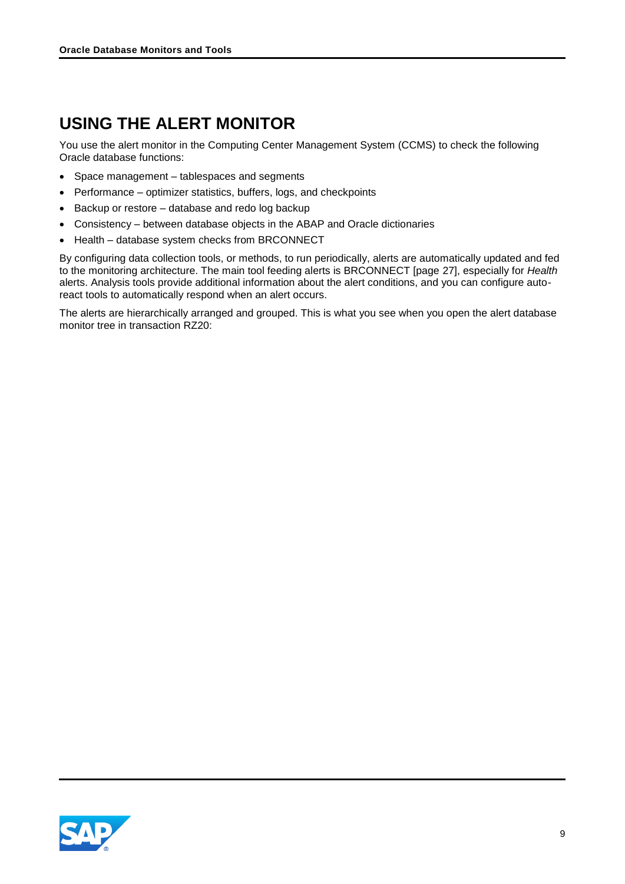# USING THE ALERT MONITOR

You use the alert monitor in the Computing Center Management System (CCMS) to check the following Oracle database functions:

- Space management – tablespaces and segments
- Performance – optimizer statistics, buffers, logs, and checkpoints
- Backup or restore – database and redo log backup
- Consistency – between database objects in the ABAP and Oracle dictionaries
- Health – database system checks from BRCONNECT

By configuring data collection tools, or methods, to run periodically, alerts are automatically updated and fed to the monitoring architecture. The main tool feeding alerts is BRCONNECT [page 27], especially for *Health* alerts. Analysis tools provide additional information about the alert conditions, and you can configure auto-react tools to automatically respond when an alert occurs.

The alerts are hierarchically arranged and grouped. This is what you see when you open the alert database monitor tree in transaction RZ20: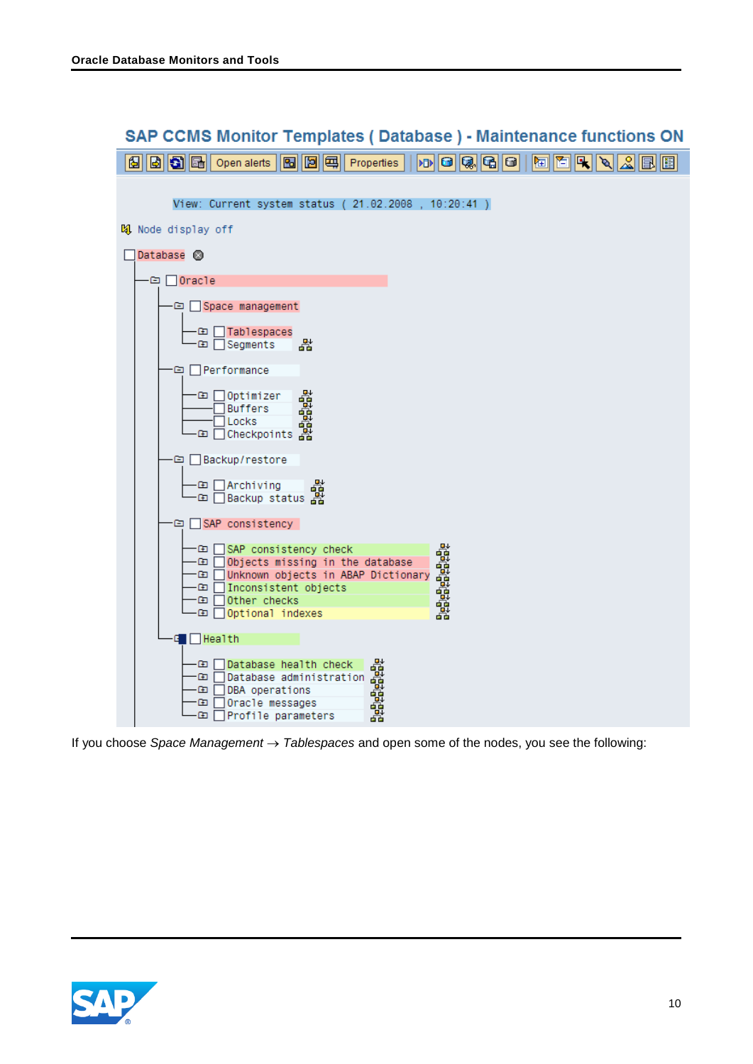**SAP CCMS Monitor Templates ( Database ) - Maintenance functions ON**

Open alerts | Properties

```
View: Current system status ( 21.02.2008 , 10:20:41 )

Node display off

Database
└─ Oracle
   ├─ Space management
   │  ├─ Tablespaces
   │  └─ Segments
   ├─ Performance
   │  ├─ Optimizer
   │  ├─ Buffers
   │  ├─ Locks
   │  └─ Checkpoints
   ├─ Backup/restore
   │  ├─ Archiving
   │  └─ Backup status
   ├─ SAP consistency
   │  ├─ SAP consistency check
   │  ├─ Objects missing in the database
   │  ├─ Unknown objects in ABAP Dictionary
   │  ├─ Inconsistent objects
   │  ├─ Other checks
   │  └─ Optional indexes
   └─ Health
      ├─ Database health check
      ├─ Database administration
      ├─ DBA operations
      ├─ Oracle messages
      └─ Profile parameters
```

If you choose *Space Management* → *Tablespaces* and open some of the nodes, you see the following: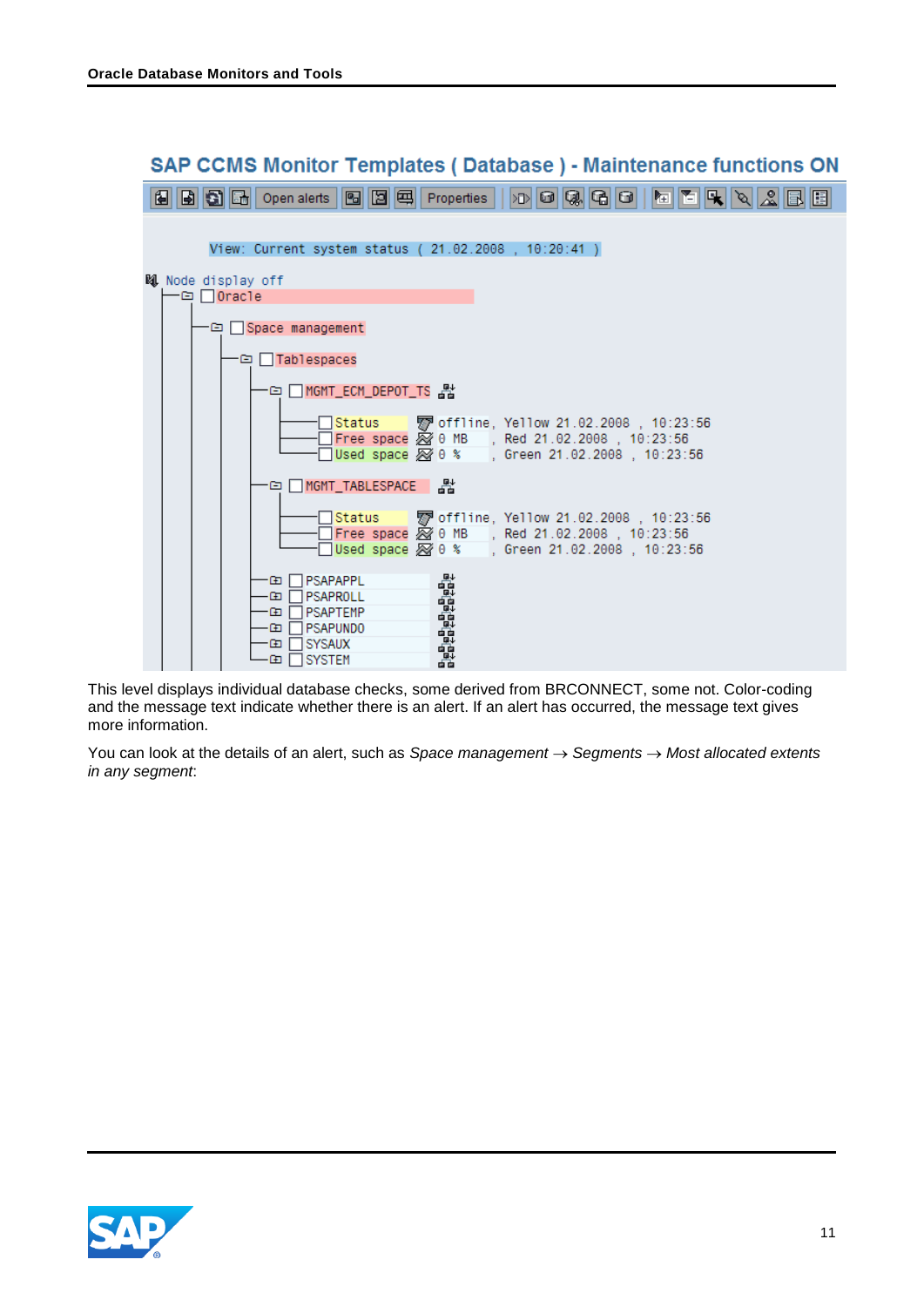**SAP CCMS Monitor Templates ( Database ) - Maintenance functions ON**

```
View: Current system status ( 21.02.2008 , 10:20:41 )

Node display off
└─ Oracle
   └─ Space management
      └─ Tablespaces
         ├─ MGMT_ECM_DEPOT_TS
         │    Status       offline, Yellow 21.02.2008 , 10:23:56
         │    Free space   0 MB   , Red 21.02.2008 , 10:23:56
         │    Used space   0 %    , Green 21.02.2008 , 10:23:56
         ├─ MGMT_TABLESPACE
         │    Status       offline, Yellow 21.02.2008 , 10:23:56
         │    Free space   0 MB   , Red 21.02.2008 , 10:23:56
         │    Used space   0 %    , Green 21.02.2008 , 10:23:56
         ├─ PSAPAPPL
         ├─ PSAPROLL
         ├─ PSAPTEMP
         ├─ PSAPUNDO
         ├─ SYSAUX
         └─ SYSTEM
```

This level displays individual database checks, some derived from BRCONNECT, some not. Color-coding and the message text indicate whether there is an alert. If an alert has occurred, the message text gives more information.

You can look at the details of an alert, such as *Space management* → *Segments* → *Most allocated extents in any segment*: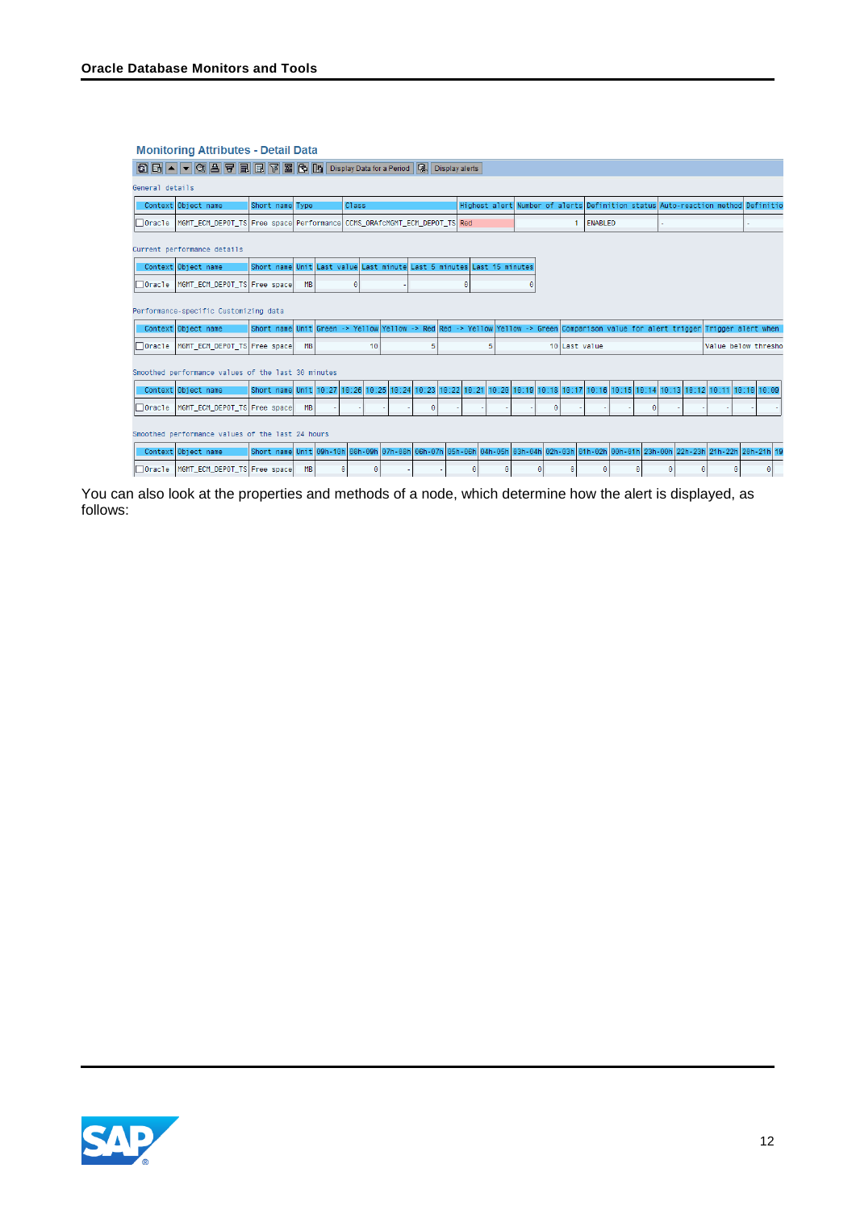**Monitoring Attributes - Detail Data**

General details

| Context | Object name | Short name | Type | Class | Highest alert | Number of alerts | Definition status | Auto-reaction method | Definitio |
|---|---|---|---|---|---|---|---|---|---|
| Oracle | MGMT_ECM_DEPOT_TS | Free space | Performance | CCMS_ORAfcMGMT_ECM_DEPOT_TS | Red | 1 | ENABLED | - | - |

Current performance details

| Context | Object name | Short name | Unit | Last value | Last minute | Last 5 minutes | Last 15 minutes |
|---|---|---|---|---|---|---|---|
| Oracle | MGMT_ECM_DEPOT_TS | Free space | MB | 0 | - | 0 | 0 |

Performance-specific Customizing data

| Context | Object name | Short name | Unit | Green -> Yellow | Yellow -> Red | Red -> Yellow | Yellow -> Green | Comparison value for alert trigger | Trigger alert when |
|---|---|---|---|---|---|---|---|---|---|
| Oracle | MGMT_ECM_DEPOT_TS | Free space | MB | 10 | 5 | 5 | 10 | Last value | Value below thresho |

Smoothed performance values of the last 30 minutes

| Context | Object name | Short name | Unit | 10:27 | 10:26 | 10:25 | 10:24 | 10:23 | 10:22 | 10:21 | 10:20 | 10:19 | 10:18 | 10:17 | 10:16 | 10:15 | 10:14 | 10:13 | 10:12 | 10:11 | 10:10 | 10:09 |
|---|---|---|---|---|---|---|---|---|---|---|---|---|---|---|---|---|---|---|---|---|---|---|
| Oracle | MGMT_ECM_DEPOT_TS | Free space | MB | - | - | - | - | 0 | - | - | - | - | 0 | - | - | - | 0 | - | - | - | - | - |

Smoothed performance values of the last 24 hours

| Context | Object name | Short name | Unit | 09h-10h | 08h-09h | 07h-08h | 06h-07h | 05h-06h | 04h-05h | 03h-04h | 02h-03h | 01h-02h | 00h-01h | 23h-00h | 22h-23h | 21h-22h | 20h-21h | 19 |
|---|---|---|---|---|---|---|---|---|---|---|---|---|---|---|---|---|---|---|
| Oracle | MGMT_ECM_DEPOT_TS | Free space | MB | 0 | 0 | - | - | 0 | 0 | 0 | 0 | 0 | 0 | 0 | 0 | 0 | 0 | |

You can also look at the properties and methods of a node, which determine how the alert is displayed, as follows: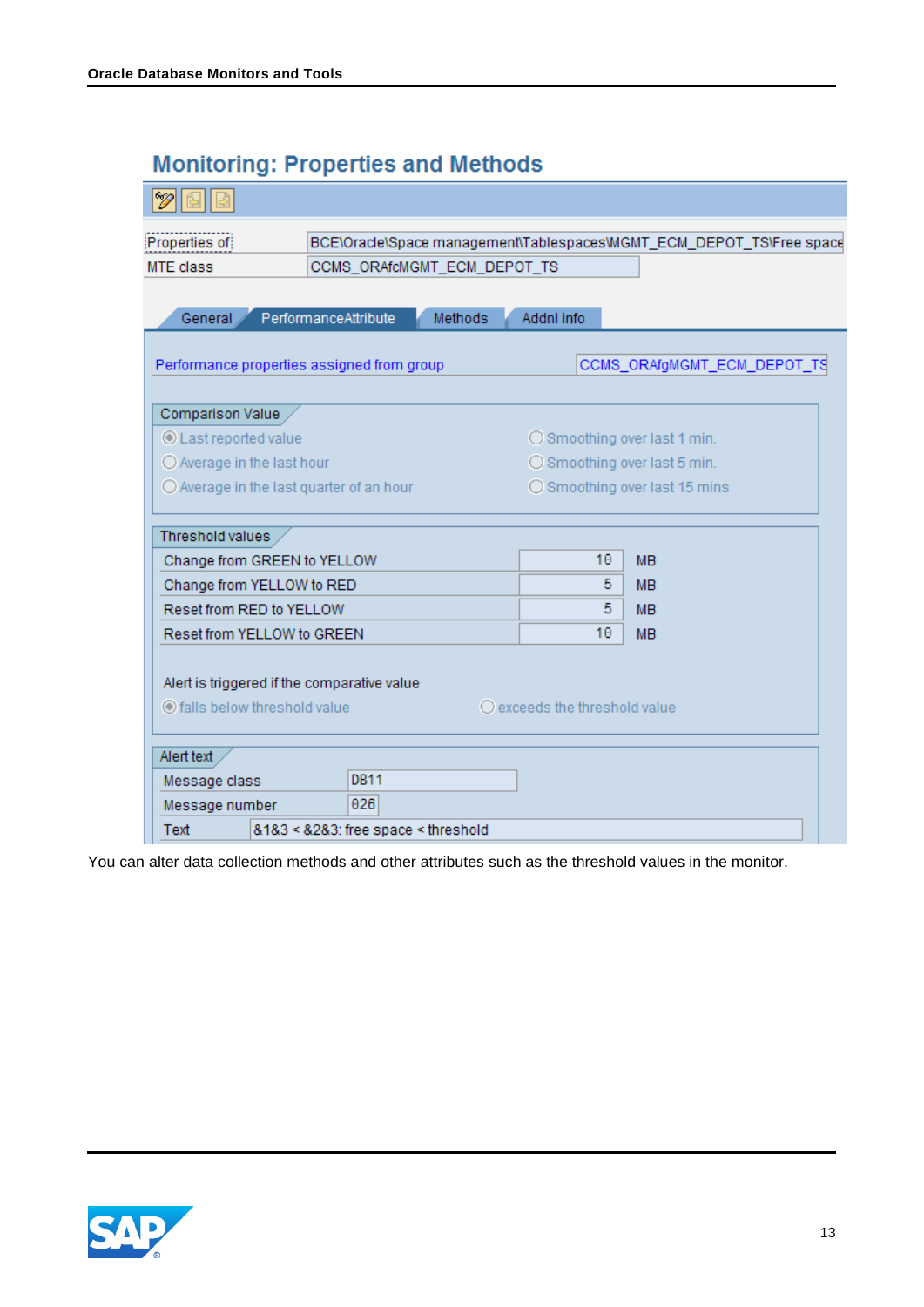## Monitoring: Properties and Methods

| | |
|---|---|
| Properties of | BCE\Oracle\Space management\Tablespaces\MGMT_ECM_DEPOT_TS\Free space |
| MTE class | CCMS_ORAfcMGMT_ECM_DEPOT_TS |

General | PerformanceAttribute | Methods | Addnl info

Performance properties assigned from group: CCMS_ORAfgMGMT_ECM_DEPOT_TS

**Comparison Value**

- (●) Last reported value
- ( ) Average in the last hour
- ( ) Average in the last quarter of an hour
- ( ) Smoothing over last 1 min.
- ( ) Smoothing over last 5 min.
- ( ) Smoothing over last 15 mins

**Threshold values**

| | | |
|---|---|---|
| Change from GREEN to YELLOW | 10 | MB |
| Change from YELLOW to RED | 5 | MB |
| Reset from RED to YELLOW | 5 | MB |
| Reset from YELLOW to GREEN | 10 | MB |

Alert is triggered if the comparative value

- (●) falls below threshold value
- ( ) exceeds the threshold value

**Alert text**

| | |
|---|---|
| Message class | DB11 |
| Message number | 026 |
| Text | &1&3 < &2&3: free space < threshold |

You can alter data collection methods and other attributes such as the threshold values in the monitor.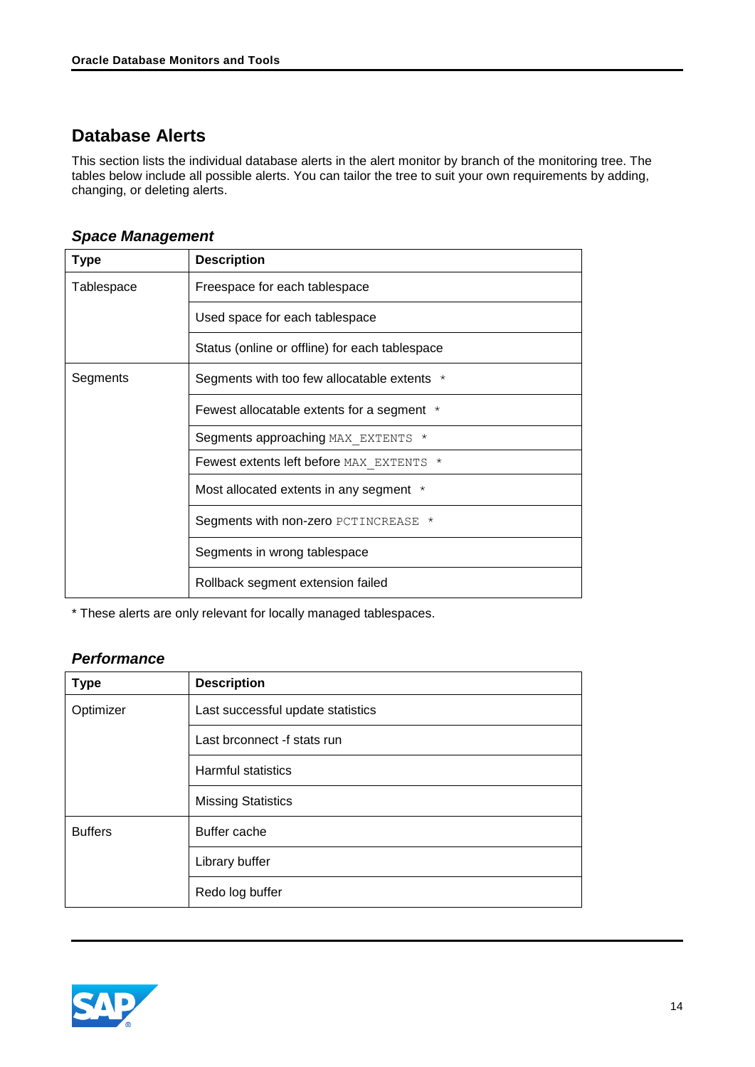## Database Alerts

This section lists the individual database alerts in the alert monitor by branch of the monitoring tree. The tables below include all possible alerts. You can tailor the tree to suit your own requirements by adding, changing, or deleting alerts.

### *Space Management*

| Type | Description |
| --- | --- |
| Tablespace | Freespace for each tablespace |
| | Used space for each tablespace |
| | Status (online or offline) for each tablespace |
| Segments | Segments with too few allocatable extents * |
| | Fewest allocatable extents for a segment * |
| | Segments approaching `MAX_EXTENTS` * |
| | Fewest extents left before `MAX_EXTENTS` * |
| | Most allocated extents in any segment * |
| | Segments with non-zero `PCTINCREASE` * |
| | Segments in wrong tablespace |
| | Rollback segment extension failed |

* These alerts are only relevant for locally managed tablespaces.

### *Performance*

| Type | Description |
| --- | --- |
| Optimizer | Last successful update statistics |
| | Last brconnect -f stats run |
| | Harmful statistics |
| | Missing Statistics |
| Buffers | Buffer cache |
| | Library buffer |
| | Redo log buffer |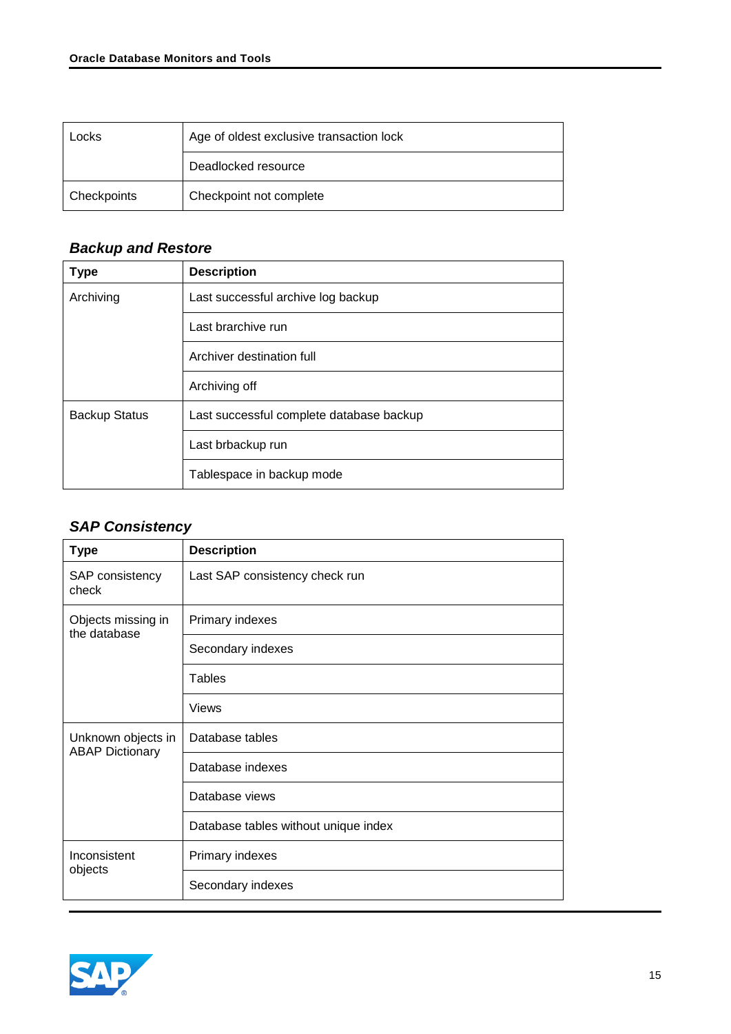| Locks | Age of oldest exclusive transaction lock |
|---|---|
| | Deadlocked resource |
| Checkpoints | Checkpoint not complete |

### *Backup and Restore*

| Type | Description |
|---|---|
| Archiving | Last successful archive log backup |
| | Last brarchive run |
| | Archiver destination full |
| | Archiving off |
| Backup Status | Last successful complete database backup |
| | Last brbackup run |
| | Tablespace in backup mode |

### *SAP Consistency*

| Type | Description |
|---|---|
| SAP consistency check | Last SAP consistency check run |
| Objects missing in the database | Primary indexes |
| | Secondary indexes |
| | Tables |
| | Views |
| Unknown objects in ABAP Dictionary | Database tables |
| | Database indexes |
| | Database views |
| | Database tables without unique index |
| Inconsistent objects | Primary indexes |
| | Secondary indexes |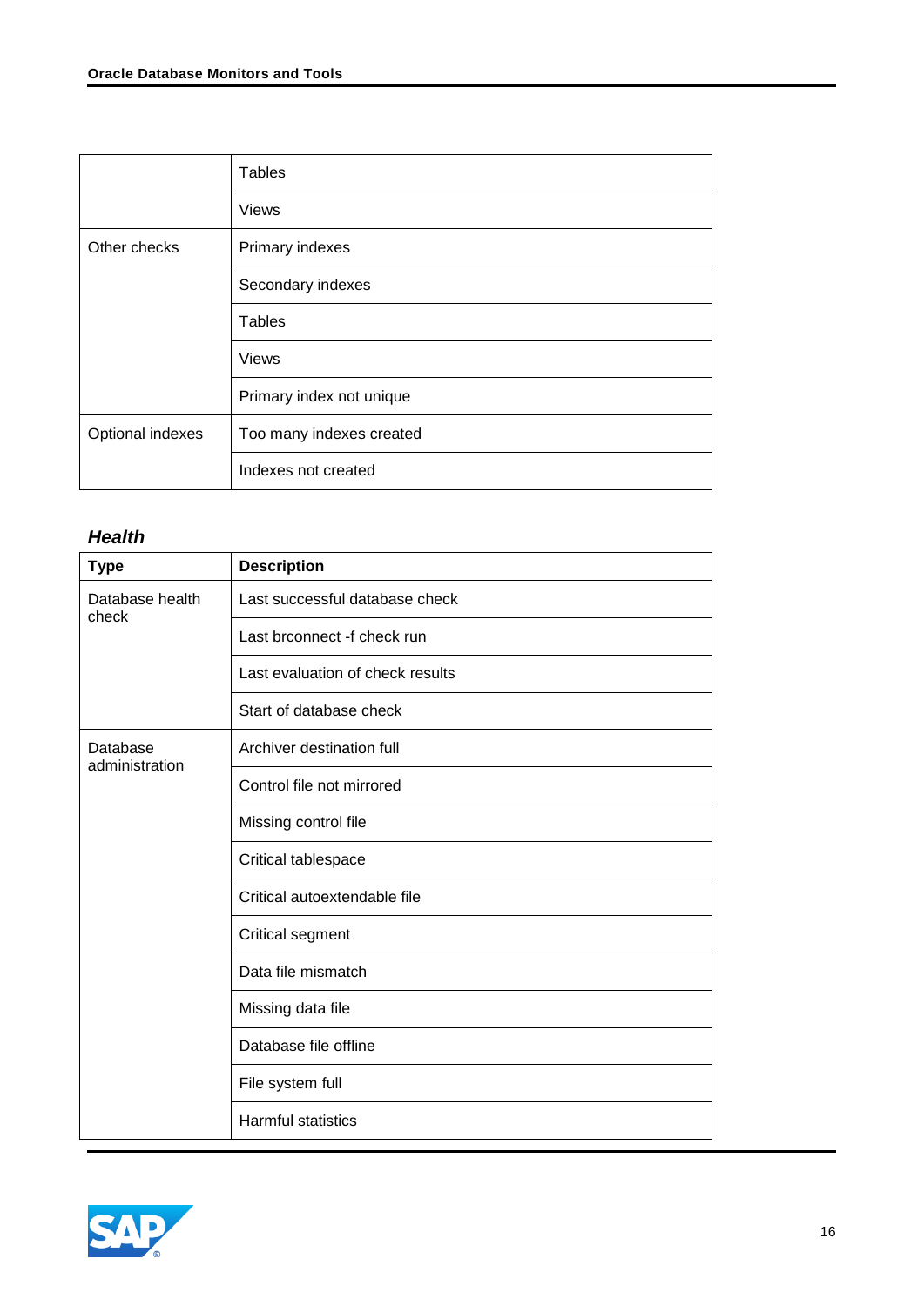| | |
|---|---|
| | Tables |
| | Views |
| Other checks | Primary indexes |
| | Secondary indexes |
| | Tables |
| | Views |
| | Primary index not unique |
| Optional indexes | Too many indexes created |
| | Indexes not created |

### *Health*

| Type | Description |
|---|---|
| Database health check | Last successful database check |
| | Last brconnect -f check run |
| | Last evaluation of check results |
| | Start of database check |
| Database administration | Archiver destination full |
| | Control file not mirrored |
| | Missing control file |
| | Critical tablespace |
| | Critical autoextendable file |
| | Critical segment |
| | Data file mismatch |
| | Missing data file |
| | Database file offline |
| | File system full |
| | Harmful statistics |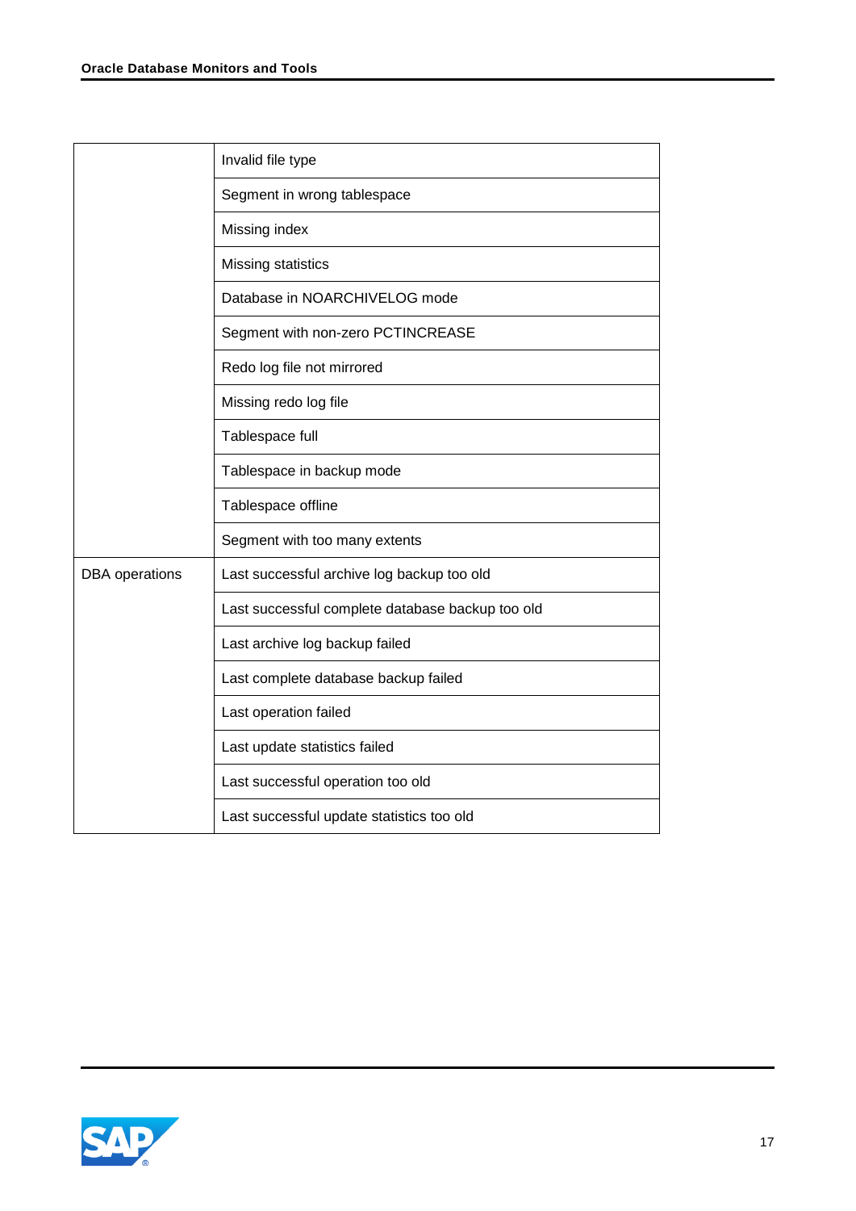| | |
|---|---|
| | Invalid file type |
| | Segment in wrong tablespace |
| | Missing index |
| | Missing statistics |
| | Database in NOARCHIVELOG mode |
| | Segment with non-zero PCTINCREASE |
| | Redo log file not mirrored |
| | Missing redo log file |
| | Tablespace full |
| | Tablespace in backup mode |
| | Tablespace offline |
| | Segment with too many extents |
| DBA operations | Last successful archive log backup too old |
| | Last successful complete database backup too old |
| | Last archive log backup failed |
| | Last complete database backup failed |
| | Last operation failed |
| | Last update statistics failed |
| | Last successful operation too old |
| | Last successful update statistics too old |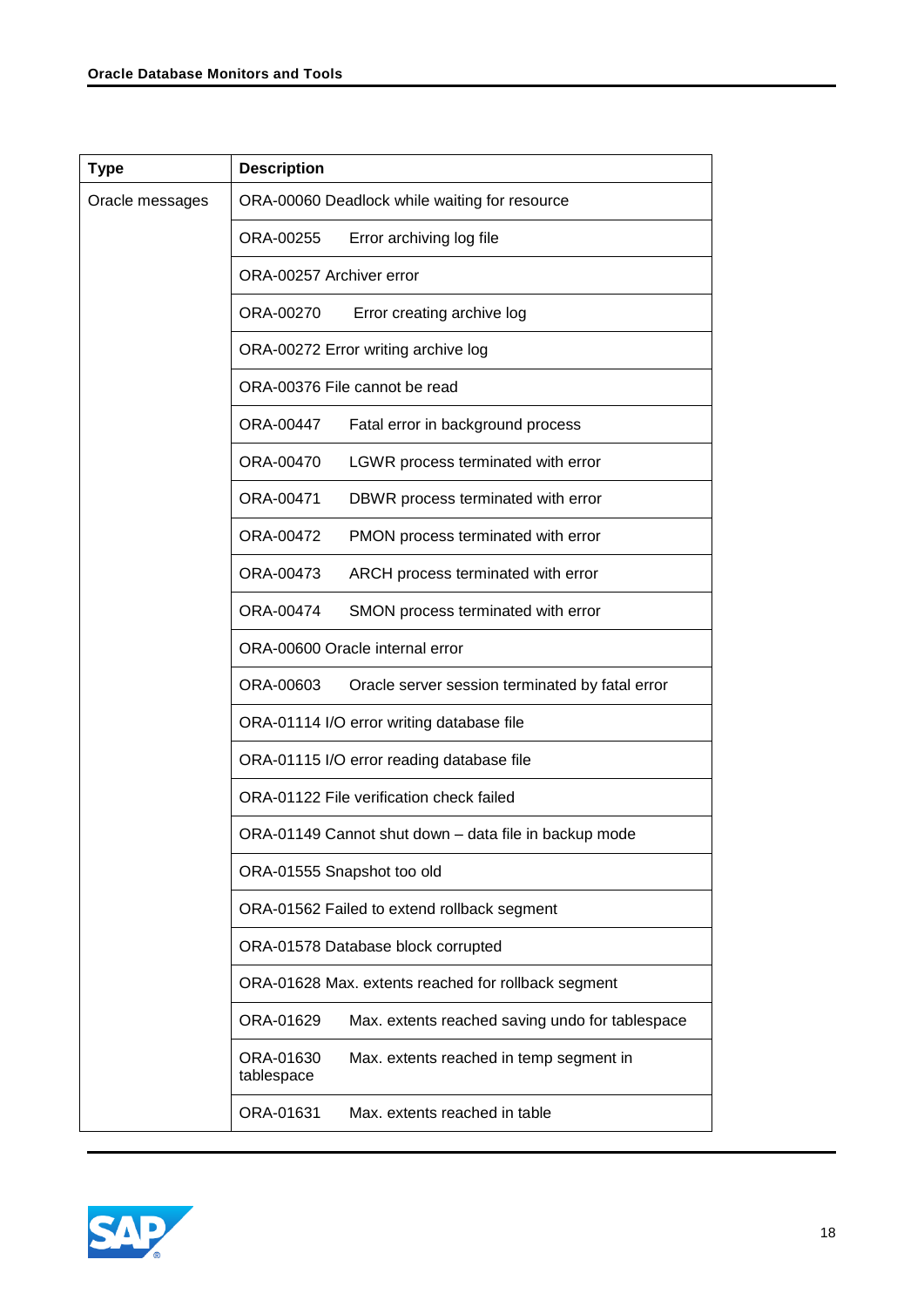| Type | Description |
|---|---|
| Oracle messages | ORA-00060 Deadlock while waiting for resource |
| | ORA-00255 Error archiving log file |
| | ORA-00257 Archiver error |
| | ORA-00270 Error creating archive log |
| | ORA-00272 Error writing archive log |
| | ORA-00376 File cannot be read |
| | ORA-00447 Fatal error in background process |
| | ORA-00470 LGWR process terminated with error |
| | ORA-00471 DBWR process terminated with error |
| | ORA-00472 PMON process terminated with error |
| | ORA-00473 ARCH process terminated with error |
| | ORA-00474 SMON process terminated with error |
| | ORA-00600 Oracle internal error |
| | ORA-00603 Oracle server session terminated by fatal error |
| | ORA-01114 I/O error writing database file |
| | ORA-01115 I/O error reading database file |
| | ORA-01122 File verification check failed |
| | ORA-01149 Cannot shut down – data file in backup mode |
| | ORA-01555 Snapshot too old |
| | ORA-01562 Failed to extend rollback segment |
| | ORA-01578 Database block corrupted |
| | ORA-01628 Max. extents reached for rollback segment |
| | ORA-01629 Max. extents reached saving undo for tablespace |
| | ORA-01630 Max. extents reached in temp segment in tablespace |
| | ORA-01631 Max. extents reached in table |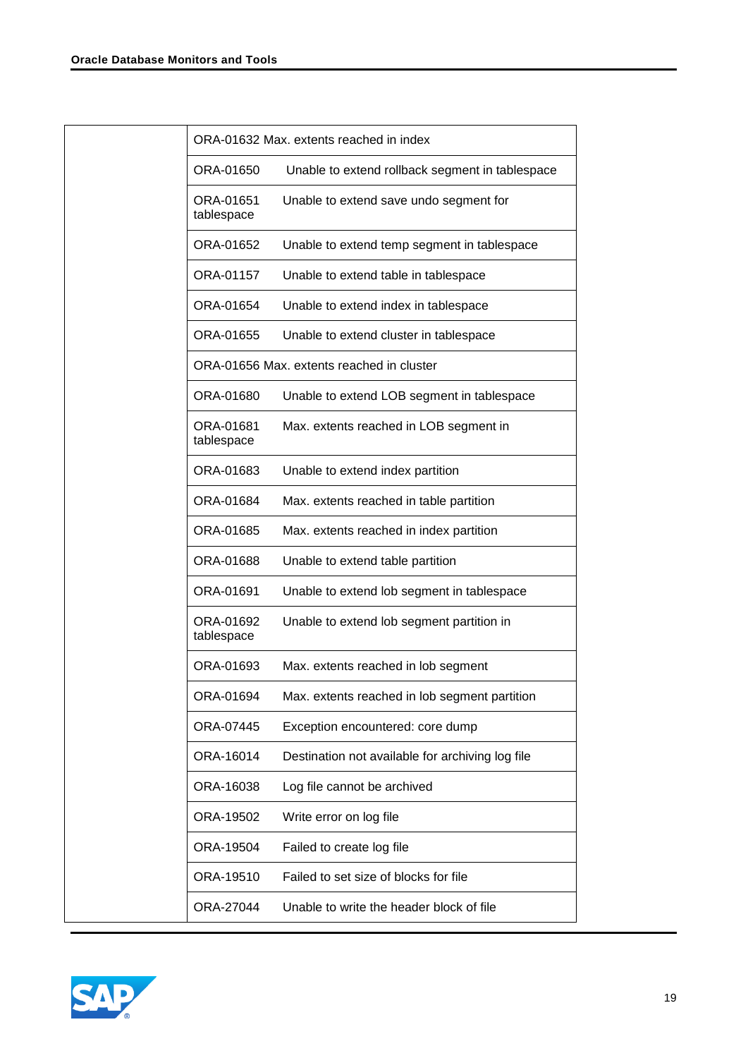| | |
|---|---|
| | ORA-01632 Max. extents reached in index |
| | ORA-01650 Unable to extend rollback segment in tablespace |
| | ORA-01651 Unable to extend save undo segment for tablespace |
| | ORA-01652 Unable to extend temp segment in tablespace |
| | ORA-01157 Unable to extend table in tablespace |
| | ORA-01654 Unable to extend index in tablespace |
| | ORA-01655 Unable to extend cluster in tablespace |
| | ORA-01656 Max. extents reached in cluster |
| | ORA-01680 Unable to extend LOB segment in tablespace |
| | ORA-01681 Max. extents reached in LOB segment in tablespace |
| | ORA-01683 Unable to extend index partition |
| | ORA-01684 Max. extents reached in table partition |
| | ORA-01685 Max. extents reached in index partition |
| | ORA-01688 Unable to extend table partition |
| | ORA-01691 Unable to extend lob segment in tablespace |
| | ORA-01692 Unable to extend lob segment partition in tablespace |
| | ORA-01693 Max. extents reached in lob segment |
| | ORA-01694 Max. extents reached in lob segment partition |
| | ORA-07445 Exception encountered: core dump |
| | ORA-16014 Destination not available for archiving log file |
| | ORA-16038 Log file cannot be archived |
| | ORA-19502 Write error on log file |
| | ORA-19504 Failed to create log file |
| | ORA-19510 Failed to set size of blocks for file |
| | ORA-27044 Unable to write the header block of file |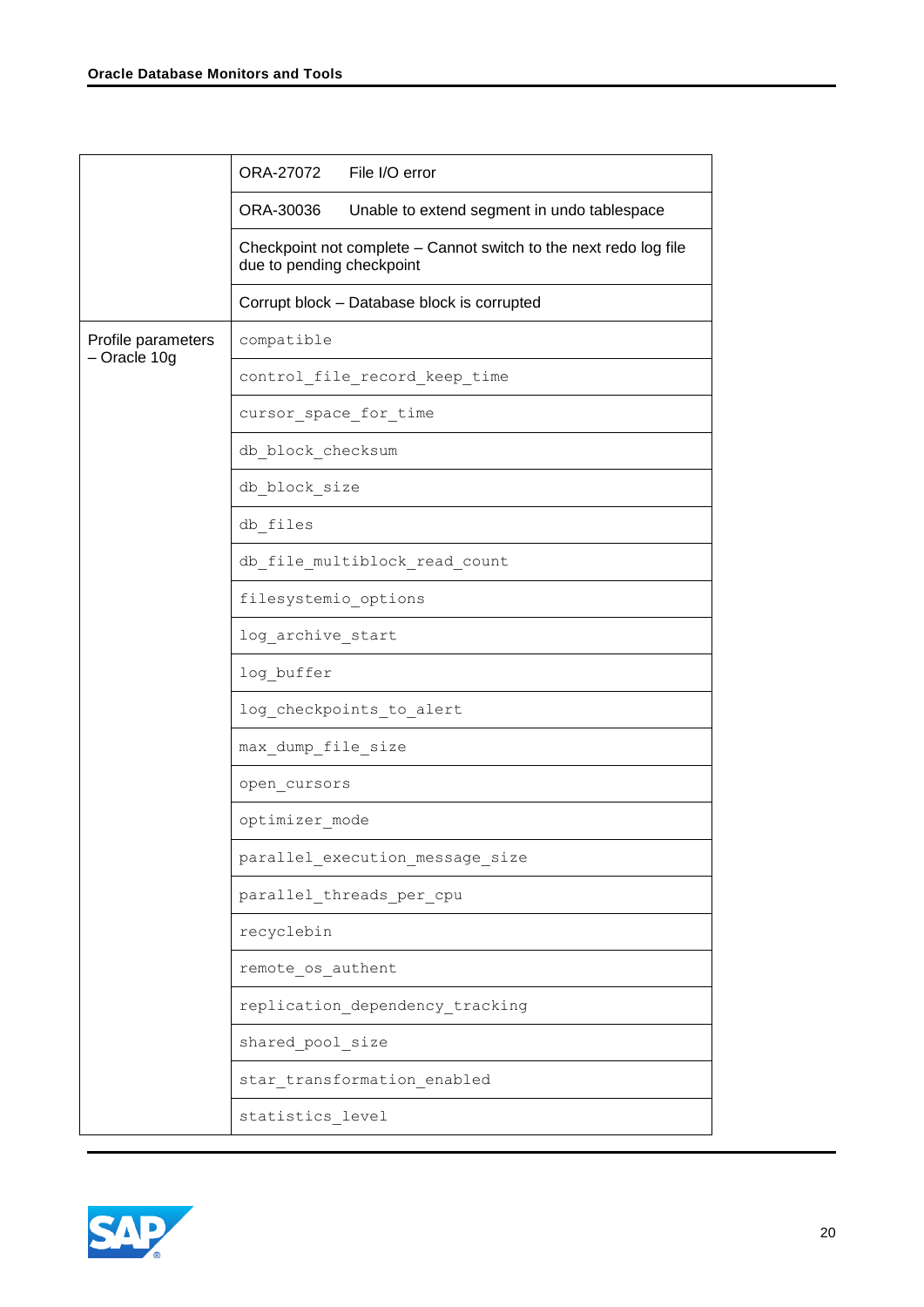| | |
|---|---|
| | ORA-27072 File I/O error |
| | ORA-30036 Unable to extend segment in undo tablespace |
| | Checkpoint not complete – Cannot switch to the next redo log file due to pending checkpoint |
| | Corrupt block – Database block is corrupted |
| Profile parameters – Oracle 10g | `compatible` |
| | `control_file_record_keep_time` |
| | `cursor_space_for_time` |
| | `db_block_checksum` |
| | `db_block_size` |
| | `db_files` |
| | `db_file_multiblock_read_count` |
| | `filesystemio_options` |
| | `log_archive_start` |
| | `log_buffer` |
| | `log_checkpoints_to_alert` |
| | `max_dump_file_size` |
| | `open_cursors` |
| | `optimizer_mode` |
| | `parallel_execution_message_size` |
| | `parallel_threads_per_cpu` |
| | `recyclebin` |
| | `remote_os_authent` |
| | `replication_dependency_tracking` |
| | `shared_pool_size` |
| | `star_transformation_enabled` |
| | `statistics_level` |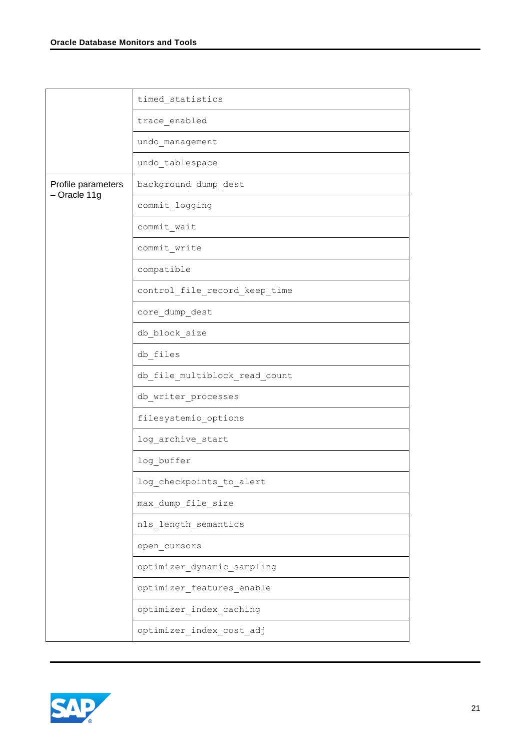| | |
|---|---|
| | timed_statistics |
| | trace_enabled |
| | undo_management |
| | undo_tablespace |
| Profile parameters – Oracle 11g | background_dump_dest |
| | commit_logging |
| | commit_wait |
| | commit_write |
| | compatible |
| | control_file_record_keep_time |
| | core_dump_dest |
| | db_block_size |
| | db_files |
| | db_file_multiblock_read_count |
| | db_writer_processes |
| | filesystemio_options |
| | log_archive_start |
| | log_buffer |
| | log_checkpoints_to_alert |
| | max_dump_file_size |
| | nls_length_semantics |
| | open_cursors |
| | optimizer_dynamic_sampling |
| | optimizer_features_enable |
| | optimizer_index_caching |
| | optimizer_index_cost_adj |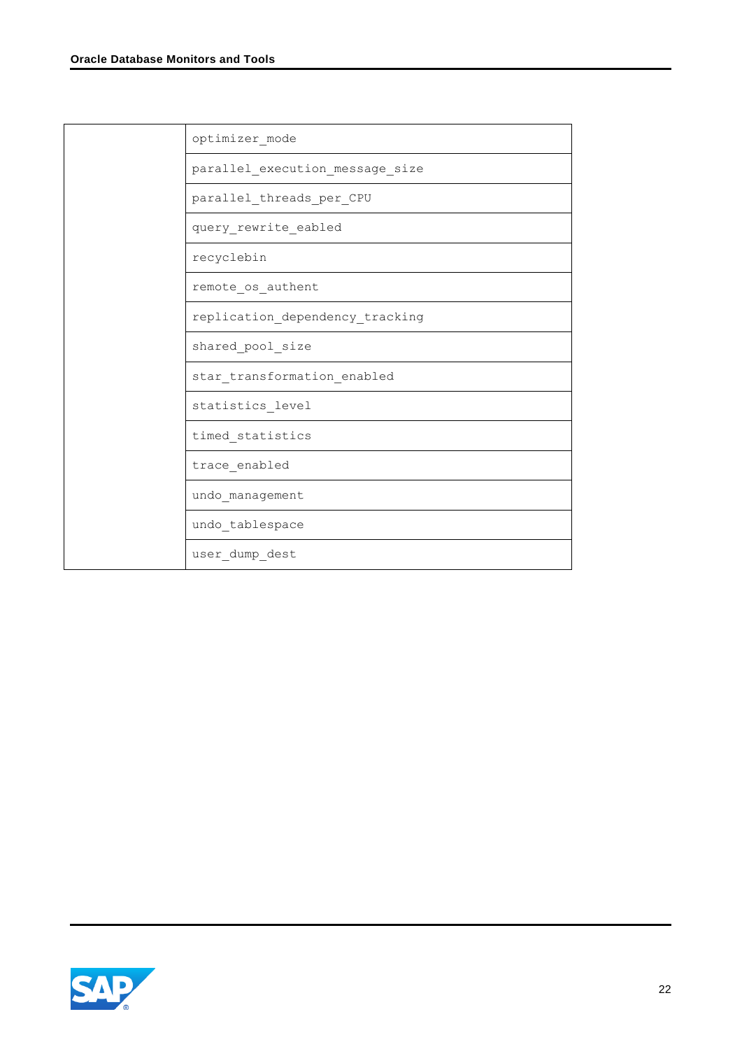|  |  |
|---|---|
|  | optimizer_mode |
|  | parallel_execution_message_size |
|  | parallel_threads_per_CPU |
|  | query_rewrite_eabled |
|  | recyclebin |
|  | remote_os_authent |
|  | replication_dependency_tracking |
|  | shared_pool_size |
|  | star_transformation_enabled |
|  | statistics_level |
|  | timed_statistics |
|  | trace_enabled |
|  | undo_management |
|  | undo_tablespace |
|  | user_dump_dest |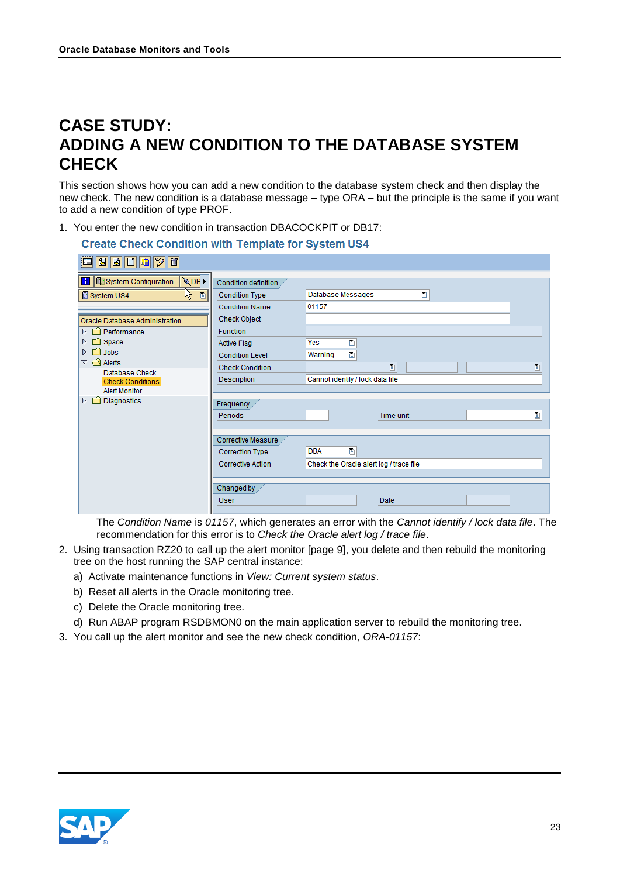# CASE STUDY: ADDING A NEW CONDITION TO THE DATABASE SYSTEM CHECK

This section shows how you can add a new condition to the database system check and then display the new check. The new condition is a database message – type ORA – but the principle is the same if you want to add a new condition of type PROF.

1. You enter the new condition in transaction DBACOCKPIT or DB17:

   **Create Check Condition with Template for System US4**

   The *Condition Name* is *01157*, which generates an error with the *Cannot identify / lock data file*. The recommendation for this error is to *Check the Oracle alert log / trace file*.

2. Using transaction RZ20 to call up the alert monitor [page 9], you delete and then rebuild the monitoring tree on the host running the SAP central instance:

   a) Activate maintenance functions in *View: Current system status*.

   b) Reset all alerts in the Oracle monitoring tree.

   c) Delete the Oracle monitoring tree.

   d) Run ABAP program RSDBMON0 on the main application server to rebuild the monitoring tree.

3. You call up the alert monitor and see the new check condition, *ORA-01157*: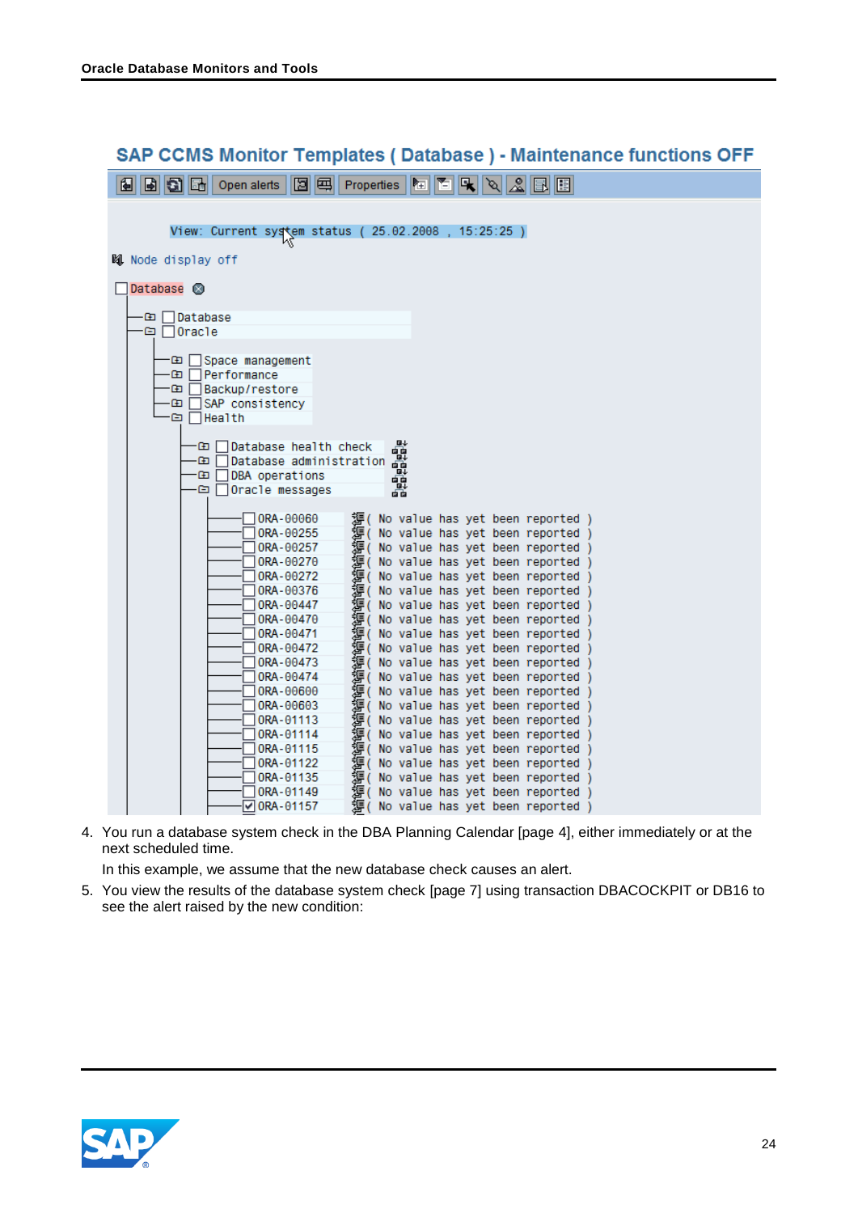**SAP CCMS Monitor Templates ( Database ) - Maintenance functions OFF**

Open alerts | Properties

```
View: Current system status ( 25.02.2008 , 15:25:25 )

Node display off

Database
 ├─ Database
 └─ Oracle
     ├─ Space management
     ├─ Performance
     ├─ Backup/restore
     ├─ SAP consistency
     └─ Health
         ├─ Database health check
         ├─ Database administration
         ├─ DBA operations
         └─ Oracle messages
             ├─ ORA-00060  ( No value has yet been reported )
             ├─ ORA-00255  ( No value has yet been reported )
             ├─ ORA-00257  ( No value has yet been reported )
             ├─ ORA-00270  ( No value has yet been reported )
             ├─ ORA-00272  ( No value has yet been reported )
             ├─ ORA-00376  ( No value has yet been reported )
             ├─ ORA-00447  ( No value has yet been reported )
             ├─ ORA-00470  ( No value has yet been reported )
             ├─ ORA-00471  ( No value has yet been reported )
             ├─ ORA-00472  ( No value has yet been reported )
             ├─ ORA-00473  ( No value has yet been reported )
             ├─ ORA-00474  ( No value has yet been reported )
             ├─ ORA-00600  ( No value has yet been reported )
             ├─ ORA-00603  ( No value has yet been reported )
             ├─ ORA-01113  ( No value has yet been reported )
             ├─ ORA-01114  ( No value has yet been reported )
             ├─ ORA-01115  ( No value has yet been reported )
             ├─ ORA-01122  ( No value has yet been reported )
             ├─ ORA-01135  ( No value has yet been reported )
             ├─ ORA-01149  ( No value has yet been reported )
             └─ ORA-01157  ( No value has yet been reported )
```

4. You run a database system check in the DBA Planning Calendar [page 4], either immediately or at the next scheduled time.

   In this example, we assume that the new database check causes an alert.

5. You view the results of the database system check [page 7] using transaction DBACOCKPIT or DB16 to see the alert raised by the new condition: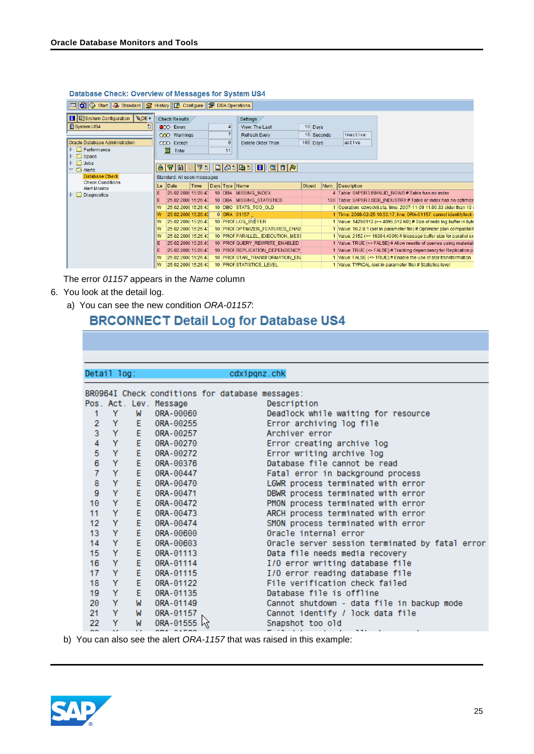**Database Check: Overview of Messages for System US4**

| Le.. | Date | Time | Days | Type | Name | Object | Num.. | Description |
|---|---|---|---|---|---|---|---|---|
| E | 25.02.2008 | 15:26:43 | 10 | DBA | MISSING_INDEX | | 4 | Table: SAPSR3.INVALID_ROWS # Table has no index |
| E | 25.02.2008 | 15:26:43 | 10 | DBA | MISSING_STATISTICS | | 100 | Table: SAPSR3.SDB_INDUSTRY # Table or index has no optimize |
| W | 25.02.2008 | 15:26:43 | 10 | DBO | STATS_TOO_OLD | | 1 | Operation: cdwodvjl.sta, time: 2007-11-09 11.00.33 older than 10 |
| W | 25.02.2008 | 15:26:43 | 0 | ORA | 01157 | | 1 | Time: 2008-02-25 10.50.17, line: ORA-01157: cannot identify/lock |
| W | 25.02.2008 | 15:26:43 | 10 | PROF | LOG_BUFFER | | 1 | Value: 14298112 (>< 4096,512 KB) # Size of redo log buffer in byte |
| W | 25.02.2008 | 15:26:43 | 10 | PROF | OPTIMIZER_FEATURES_ENAB | | 1 | Value: 10.2.0.1 (set in parameter file) # Optimizer plan compatibili |
| W | 25.02.2008 | 15:26:43 | 10 | PROF | PARALLEL_EXECUTION_MES | | 1 | Value: 2152 (>< 16384,4096) # Message buffer size for parallel ex |
| E | 25.02.2008 | 15:26:43 | 10 | PROF | QUERY_REWRITE_ENABLED | | 1 | Value: TRUE (<> FALSE) # Allow rewrite of queries using materiali |
| E | 25.02.2008 | 15:26:43 | 10 | PROF | REPLICATION_DEPENDENCY_ | | 1 | Value: TRUE (<> FALSE) # Tracking dependency for Replication p |
| W | 25.02.2008 | 15:26:43 | 10 | PROF | STAR_TRANSFORMATION_EN | | 1 | Value: FALSE (<> TRUE) # Enable the use of star transformation |
| W | 25.02.2008 | 15:26:43 | 10 | PROF | STATISTICS_LEVEL | | 1 | Value: TYPICAL (set in parameter file) # Statistics level |

The error *01157* appears in the *Name* column

6. You look at the detail log.

   a) You can see the new condition *ORA-01157*:

**BRCONNECT Detail Log for Database US4**

```
Detail log:                  cdxipqnz.chk

BR0964I Check conditions for database messages:
Pos. Act. Lev. Message          Description
  1    Y    W   ORA-00060        Deadlock while waiting for resource
  2    Y    E   ORA-00255        Error archiving log file
  3    Y    E   ORA-00257        Archiver error
  4    Y    E   ORA-00270        Error creating archive log
  5    Y    E   ORA-00272        Error writing archive log
  6    Y    E   ORA-00376        Database file cannot be read
  7    Y    E   ORA-00447        Fatal error in background process
  8    Y    E   ORA-00470        LGWR process terminated with error
  9    Y    E   ORA-00471        DBWR process terminated with error
 10    Y    E   ORA-00472        PMON process terminated with error
 11    Y    E   ORA-00473        ARCH process terminated with error
 12    Y    E   ORA-00474        SMON process terminated with error
 13    Y    E   ORA-00600        Oracle internal error
 14    Y    E   ORA-00603        Oracle server session terminated by fatal error
 15    Y    E   ORA-01113        Data file needs media recovery
 16    Y    E   ORA-01114        I/O error writing database file
 17    Y    E   ORA-01115        I/O error reading database file
 18    Y    E   ORA-01122        File verification check failed
 19    Y    E   ORA-01135        Database file is offline
 20    Y    W   ORA-01149        Cannot shutdown - data file in backup mode
 21    Y    W   ORA-01157        Cannot identify / lock data file
 22    Y    W   ORA-01555        Snapshot too old
```

   b) You can also see the alert *ORA-1157* that was raised in this example: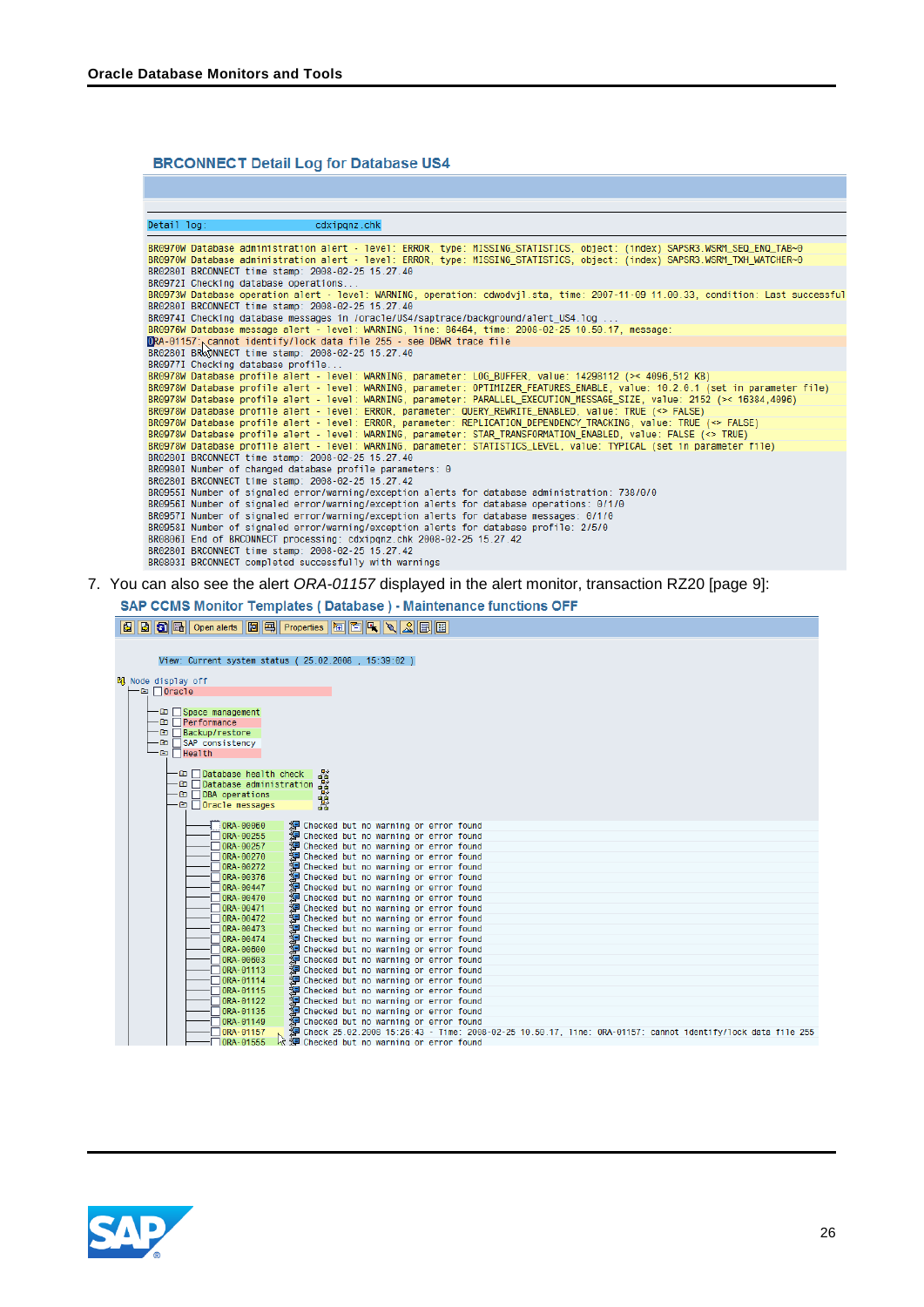**BRCONNECT Detail Log for Database US4**

```
Detail log:                    cdxipqnz.chk

BR0970W Database administration alert - level: ERROR, type: MISSING_STATISTICS, object: (index) SAPSR3.WSRM_SEQ_ENQ_TAB~0
BR0970W Database administration alert - level: ERROR, type: MISSING_STATISTICS, object: (index) SAPSR3.WSRM_TXH_WATCHER~0
BR0280I BRCONNECT time stamp: 2008-02-25 15.27.40
BR0972I Checking database operations...
BR0973W Database operation alert - level: WARNING, operation: cdwodvjl.sta, time: 2007-11-09 11.00.33, condition: Last successful
BR0280I BRCONNECT time stamp: 2008-02-25 15.27.40
BR0974I Checking database messages in /oracle/US4/saptrace/background/alert_US4.log ...
BR0976W Database message alert - level: WARNING, line: 86464, time: 2008-02-25 10.50.17, message:
ORA-01157: cannot identify/lock data file 255 - see DBWR trace file
BR0280I BRCONNECT time stamp: 2008-02-25 15.27.40
BR0977I Checking database profile...
BR0978W Database profile alert - level: WARNING, parameter: LOG_BUFFER, value: 14298112 (>< 4096,512 KB)
BR0978W Database profile alert - level: WARNING, parameter: OPTIMIZER_FEATURES_ENABLE, value: 10.2.0.1 (set in parameter file)
BR0978W Database profile alert - level: WARNING, parameter: PARALLEL_EXECUTION_MESSAGE_SIZE, value: 2152 (>< 16384,4096)
BR0978W Database profile alert - level: ERROR, parameter: QUERY_REWRITE_ENABLED, value: TRUE (<> FALSE)
BR0978W Database profile alert - level: ERROR, parameter: REPLICATION_DEPENDENCY_TRACKING, value: TRUE (<> FALSE)
BR0978W Database profile alert - level: WARNING, parameter: STAR_TRANSFORMATION_ENABLED, value: FALSE (<> TRUE)
BR0978W Database profile alert - level: WARNING, parameter: STATISTICS_LEVEL, value: TYPICAL (set in parameter file)
BR0280I BRCONNECT time stamp: 2008-02-25 15.27.40
BR0980I Number of changed database profile parameters: 0
BR0280I BRCONNECT time stamp: 2008-02-25 15.27.42
BR0955I Number of signaled error/warning/exception alerts for database administration: 738/0/0
BR0956I Number of signaled error/warning/exception alerts for database operations: 0/1/0
BR0957I Number of signaled error/warning/exception alerts for database messages: 0/1/0
BR0958I Number of signaled error/warning/exception alerts for database profile: 2/5/0
BR0806I End of BRCONNECT processing: cdxipqnz.chk 2008-02-25 15.27.42
BR0280I BRCONNECT time stamp: 2008-02-25 15.27.42
BR0803I BRCONNECT completed successfully with warnings
```

7. You can also see the alert *ORA-01157* displayed in the alert monitor, transaction RZ20 [page 9]:

**SAP CCMS Monitor Templates ( Database ) - Maintenance functions OFF**

```
Open alerts   Properties

View: Current system status ( 25.02.2008 , 15:39:02 )

Node display off
Oracle
  Space management
  Performance
  Backup/restore
  SAP consistency
  Health
    Database health check
    Database administration
    DBA operations
    Oracle messages
      ORA-00060   Checked but no warning or error found
      ORA-00255   Checked but no warning or error found
      ORA-00257   Checked but no warning or error found
      ORA-00270   Checked but no warning or error found
      ORA-00272   Checked but no warning or error found
      ORA-00376   Checked but no warning or error found
      ORA-00447   Checked but no warning or error found
      ORA-00470   Checked but no warning or error found
      ORA-00471   Checked but no warning or error found
      ORA-00472   Checked but no warning or error found
      ORA-00473   Checked but no warning or error found
      ORA-00474   Checked but no warning or error found
      ORA-00600   Checked but no warning or error found
      ORA-00603   Checked but no warning or error found
      ORA-01113   Checked but no warning or error found
      ORA-01114   Checked but no warning or error found
      ORA-01115   Checked but no warning or error found
      ORA-01122   Checked but no warning or error found
      ORA-01135   Checked but no warning or error found
      ORA-01149   Checked but no warning or error found
      ORA-01157   Check 25.02.2008 15:26:43 - Time: 2008-02-25 10.50.17, line: ORA-01157: cannot identify/lock data file 255
      ORA-01555   Checked but no warning or error found
```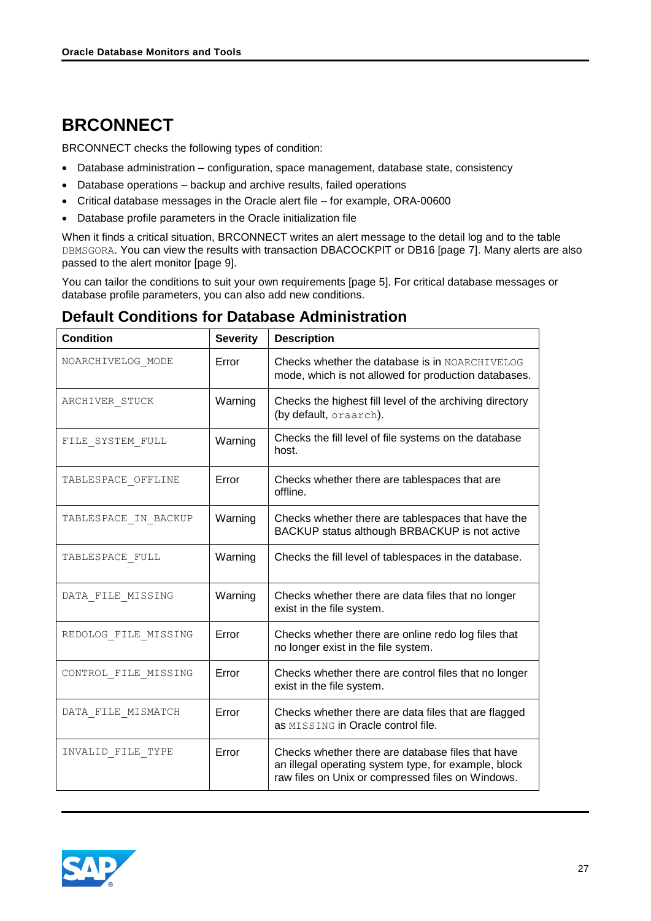# BRCONNECT

BRCONNECT checks the following types of condition:

- Database administration – configuration, space management, database state, consistency
- Database operations – backup and archive results, failed operations
- Critical database messages in the Oracle alert file – for example, ORA-00600
- Database profile parameters in the Oracle initialization file

When it finds a critical situation, BRCONNECT writes an alert message to the detail log and to the table `DBMSGORA`. You can view the results with transaction DBACOCKPIT or DB16 [page 7]. Many alerts are also passed to the alert monitor [page 9].

You can tailor the conditions to suit your own requirements [page 5]. For critical database messages or database profile parameters, you can also add new conditions.

## Default Conditions for Database Administration

| Condition | Severity | Description |
|---|---|---|
| `NOARCHIVELOG_MODE` | Error | Checks whether the database is in `NOARCHIVELOG` mode, which is not allowed for production databases. |
| `ARCHIVER_STUCK` | Warning | Checks the highest fill level of the archiving directory (by default, `oraarch`). |
| `FILE_SYSTEM_FULL` | Warning | Checks the fill level of file systems on the database host. |
| `TABLESPACE_OFFLINE` | Error | Checks whether there are tablespaces that are offline. |
| `TABLESPACE_IN_BACKUP` | Warning | Checks whether there are tablespaces that have the BACKUP status although BRBACKUP is not active |
| `TABLESPACE_FULL` | Warning | Checks the fill level of tablespaces in the database. |
| `DATA_FILE_MISSING` | Warning | Checks whether there are data files that no longer exist in the file system. |
| `REDOLOG_FILE_MISSING` | Error | Checks whether there are online redo log files that no longer exist in the file system. |
| `CONTROL_FILE_MISSING` | Error | Checks whether there are control files that no longer exist in the file system. |
| `DATA_FILE_MISMATCH` | Error | Checks whether there are data files that are flagged as `MISSING` in Oracle control file. |
| `INVALID_FILE_TYPE` | Error | Checks whether there are database files that have an illegal operating system type, for example, block raw files on Unix or compressed files on Windows. |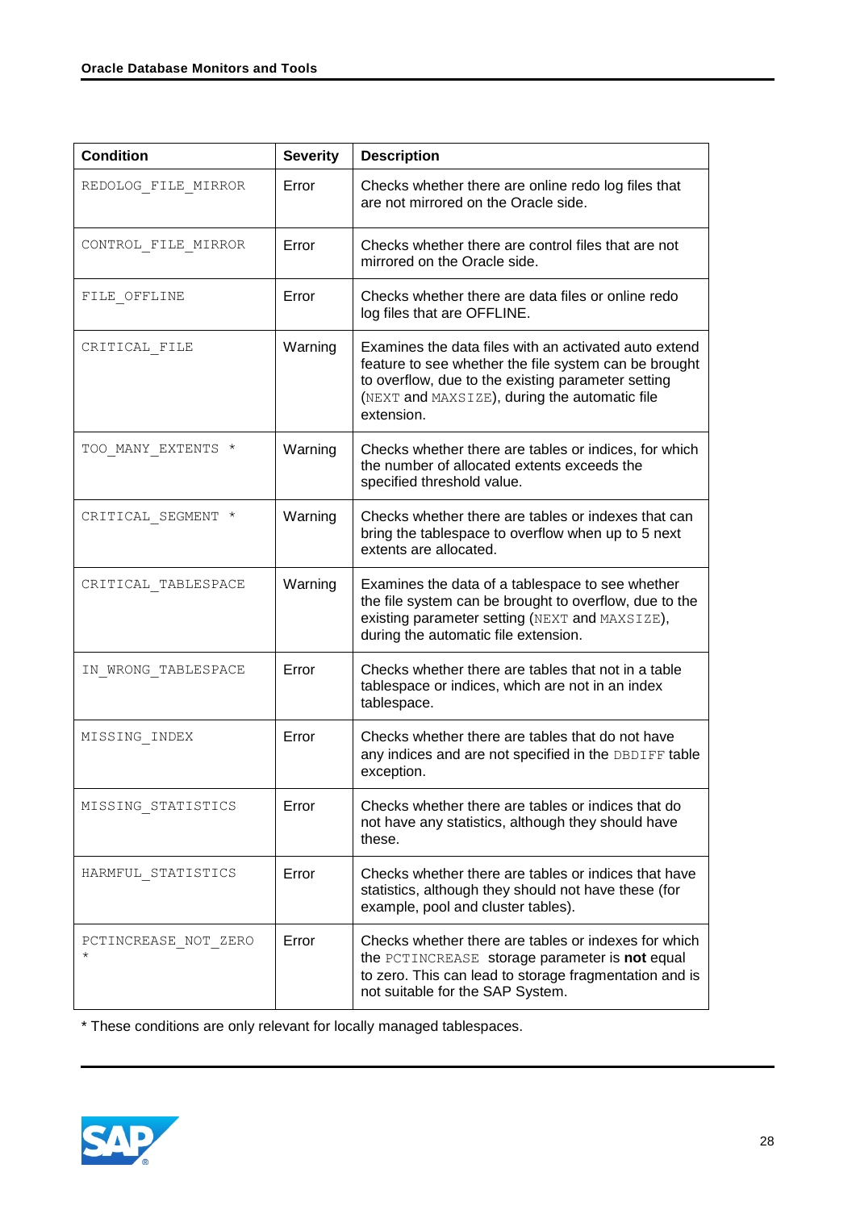| Condition | Severity | Description |
|---|---|---|
| REDOLOG_FILE_MIRROR | Error | Checks whether there are online redo log files that are not mirrored on the Oracle side. |
| CONTROL_FILE_MIRROR | Error | Checks whether there are control files that are not mirrored on the Oracle side. |
| FILE_OFFLINE | Error | Checks whether there are data files or online redo log files that are OFFLINE. |
| CRITICAL_FILE | Warning | Examines the data files with an activated auto extend feature to see whether the file system can be brought to overflow, due to the existing parameter setting (NEXT and MAXSIZE), during the automatic file extension. |
| TOO_MANY_EXTENTS * | Warning | Checks whether there are tables or indices, for which the number of allocated extents exceeds the specified threshold value. |
| CRITICAL_SEGMENT * | Warning | Checks whether there are tables or indexes that can bring the tablespace to overflow when up to 5 next extents are allocated. |
| CRITICAL_TABLESPACE | Warning | Examines the data of a tablespace to see whether the file system can be brought to overflow, due to the existing parameter setting (NEXT and MAXSIZE), during the automatic file extension. |
| IN_WRONG_TABLESPACE | Error | Checks whether there are tables that not in a table tablespace or indices, which are not in an index tablespace. |
| MISSING_INDEX | Error | Checks whether there are tables that do not have any indices and are not specified in the DBDIFF table exception. |
| MISSING_STATISTICS | Error | Checks whether there are tables or indices that do not have any statistics, although they should have these. |
| HARMFUL_STATISTICS | Error | Checks whether there are tables or indices that have statistics, although they should not have these (for example, pool and cluster tables). |
| PCTINCREASE_NOT_ZERO * | Error | Checks whether there are tables or indexes for which the PCTINCREASE storage parameter is **not** equal to zero. This can lead to storage fragmentation and is not suitable for the SAP System. |

* These conditions are only relevant for locally managed tablespaces.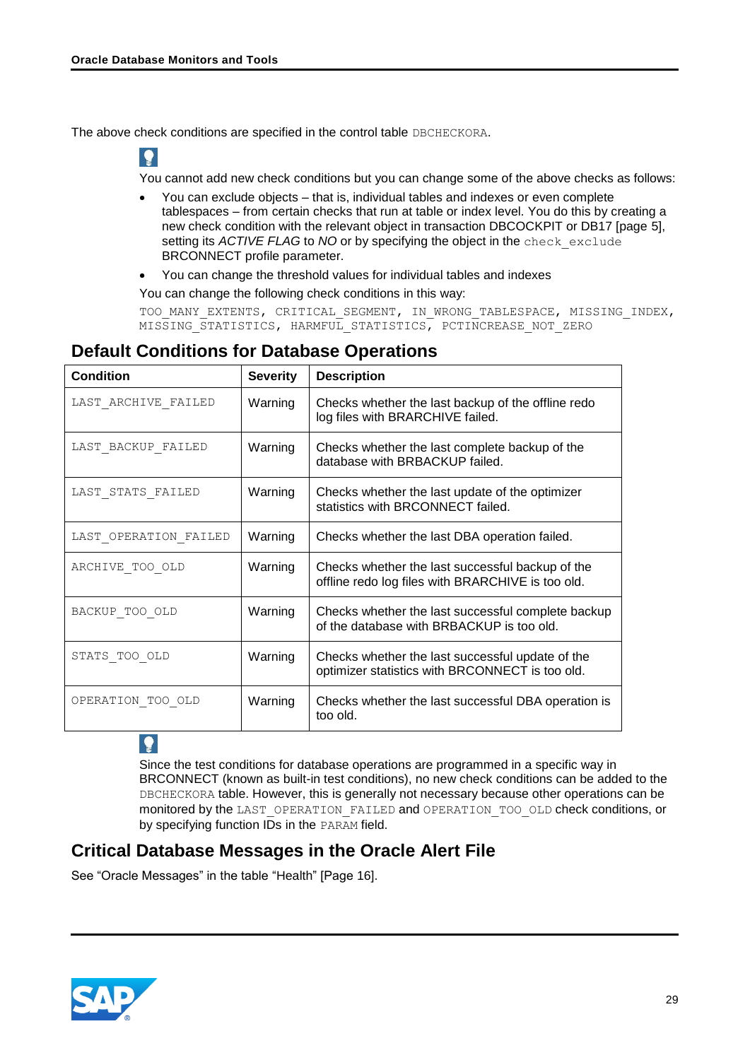The above check conditions are specified in the control table DBCHECKORA.

You cannot add new check conditions but you can change some of the above checks as follows:

- You can exclude objects – that is, individual tables and indexes or even complete tablespaces – from certain checks that run at table or index level. You do this by creating a new check condition with the relevant object in transaction DBCOCKPIT or DB17 [page 5], setting its *ACTIVE FLAG* to *NO* or by specifying the object in the check_exclude BRCONNECT profile parameter.
- You can change the threshold values for individual tables and indexes

You can change the following check conditions in this way:

TOO_MANY_EXTENTS, CRITICAL_SEGMENT, IN_WRONG_TABLESPACE, MISSING_INDEX, MISSING_STATISTICS, HARMFUL_STATISTICS, PCTINCREASE_NOT_ZERO

## Default Conditions for Database Operations

| Condition | Severity | Description |
|---|---|---|
| LAST_ARCHIVE_FAILED | Warning | Checks whether the last backup of the offline redo log files with BRARCHIVE failed. |
| LAST_BACKUP_FAILED | Warning | Checks whether the last complete backup of the database with BRBACKUP failed. |
| LAST_STATS_FAILED | Warning | Checks whether the last update of the optimizer statistics with BRCONNECT failed. |
| LAST_OPERATION_FAILED | Warning | Checks whether the last DBA operation failed. |
| ARCHIVE_TOO_OLD | Warning | Checks whether the last successful backup of the offline redo log files with BRARCHIVE is too old. |
| BACKUP_TOO_OLD | Warning | Checks whether the last successful complete backup of the database with BRBACKUP is too old. |
| STATS_TOO_OLD | Warning | Checks whether the last successful update of the optimizer statistics with BRCONNECT is too old. |
| OPERATION_TOO_OLD | Warning | Checks whether the last successful DBA operation is too old. |

Since the test conditions for database operations are programmed in a specific way in BRCONNECT (known as built-in test conditions), no new check conditions can be added to the DBCHECKORA table. However, this is generally not necessary because other operations can be monitored by the LAST_OPERATION_FAILED and OPERATION_TOO_OLD check conditions, or by specifying function IDs in the PARAM field.

## Critical Database Messages in the Oracle Alert File

See “Oracle Messages” in the table “Health” [Page 16].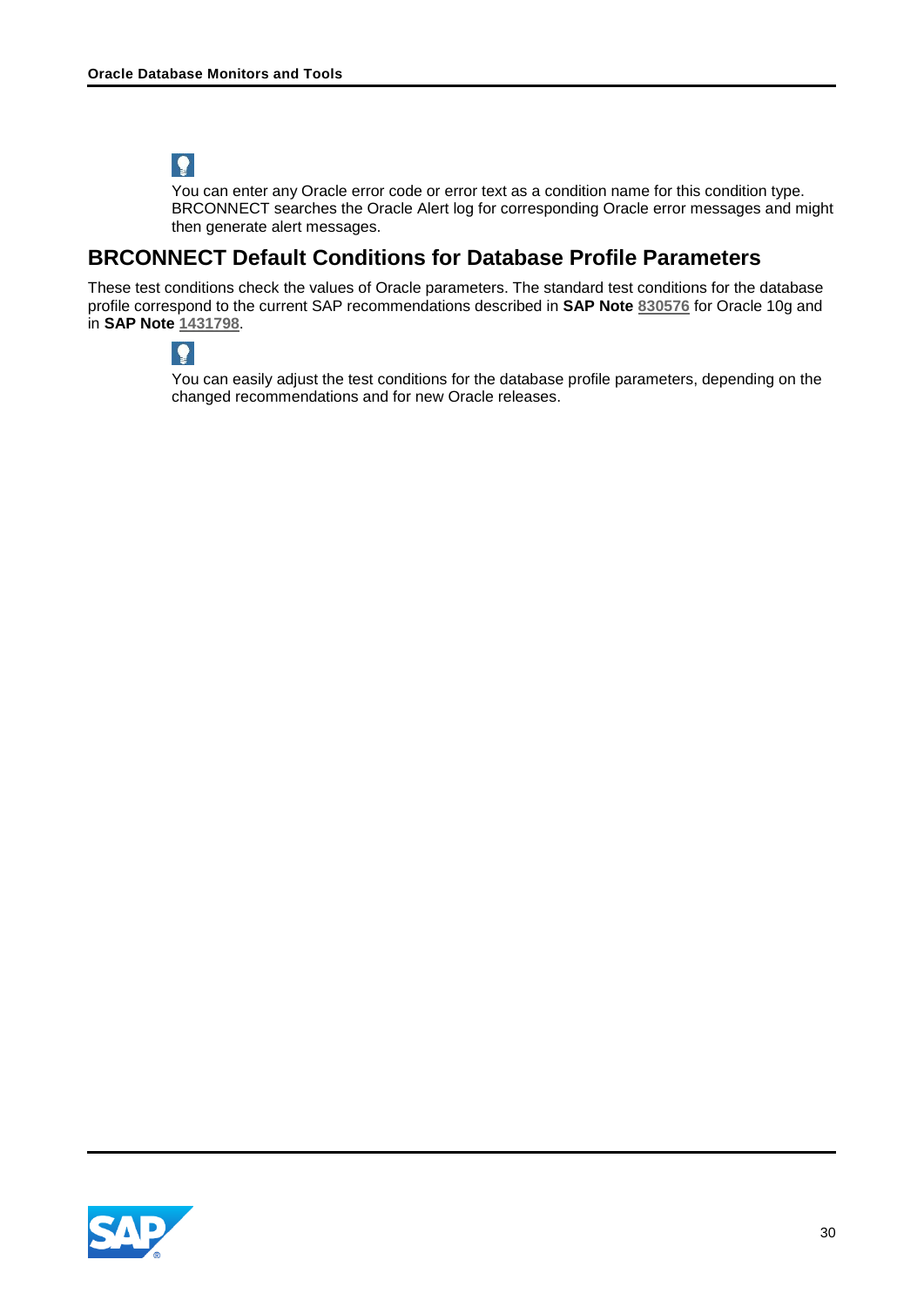You can enter any Oracle error code or error text as a condition name for this condition type. BRCONNECT searches the Oracle Alert log for corresponding Oracle error messages and might then generate alert messages.

## BRCONNECT Default Conditions for Database Profile Parameters

These test conditions check the values of Oracle parameters. The standard test conditions for the database profile correspond to the current SAP recommendations described in **SAP Note** 830576 for Oracle 10g and in **SAP Note** 1431798.

You can easily adjust the test conditions for the database profile parameters, depending on the changed recommendations and for new Oracle releases.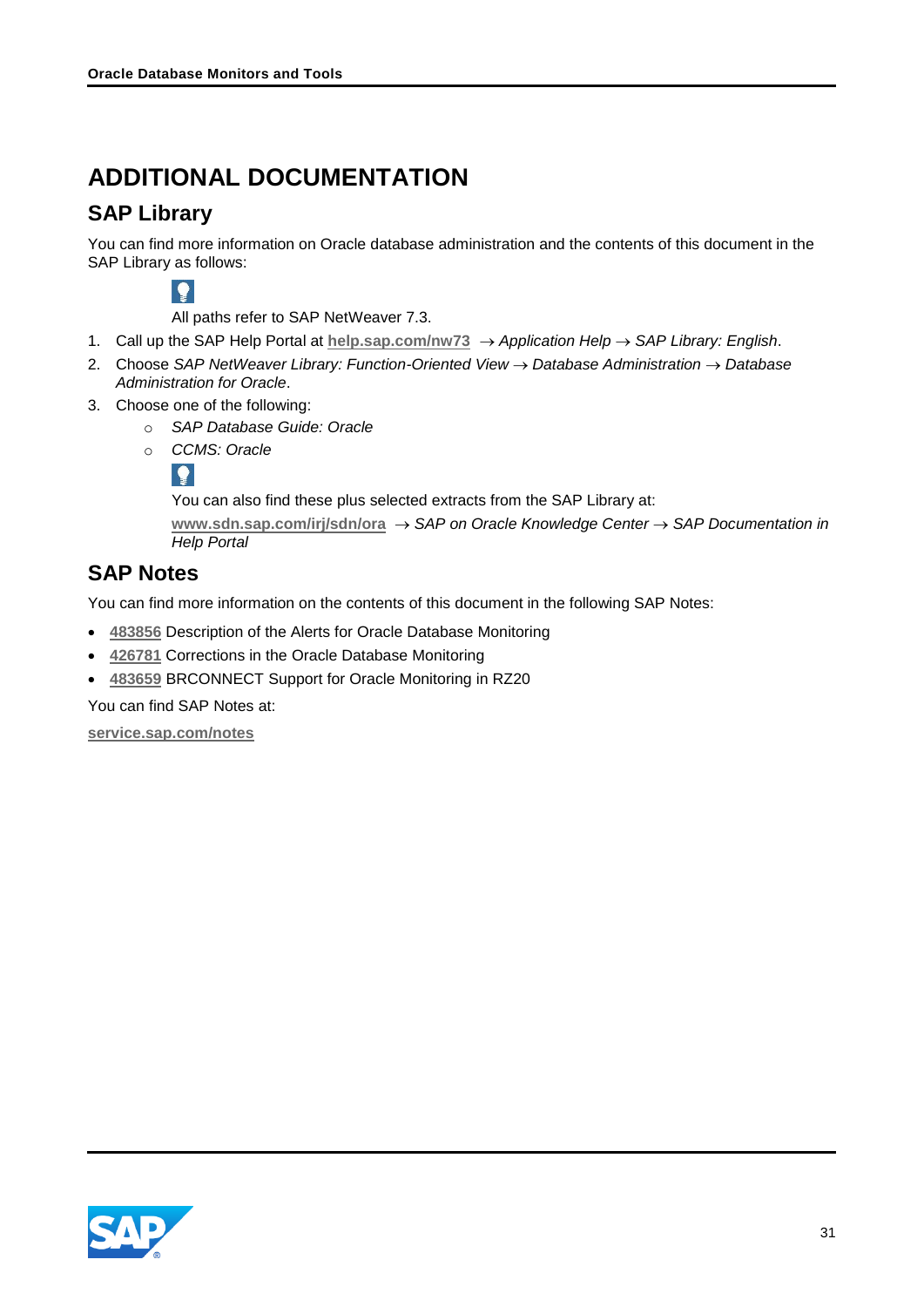# ADDITIONAL DOCUMENTATION

## SAP Library

You can find more information on Oracle database administration and the contents of this document in the SAP Library as follows:

All paths refer to SAP NetWeaver 7.3.

1. Call up the SAP Help Portal at **help.sap.com/nw73** → *Application Help* → *SAP Library: English*.
2. Choose *SAP NetWeaver Library: Function-Oriented View* → *Database Administration* → *Database Administration for Oracle*.
3. Choose one of the following:
   - *SAP Database Guide: Oracle*
   - *CCMS: Oracle*

     You can also find these plus selected extracts from the SAP Library at:

     **www.sdn.sap.com/irj/sdn/ora** → *SAP on Oracle Knowledge Center* → *SAP Documentation in Help Portal*

## SAP Notes

You can find more information on the contents of this document in the following SAP Notes:

- **483856** Description of the Alerts for Oracle Database Monitoring
- **426781** Corrections in the Oracle Database Monitoring
- **483659** BRCONNECT Support for Oracle Monitoring in RZ20

You can find SAP Notes at:

**service.sap.com/notes**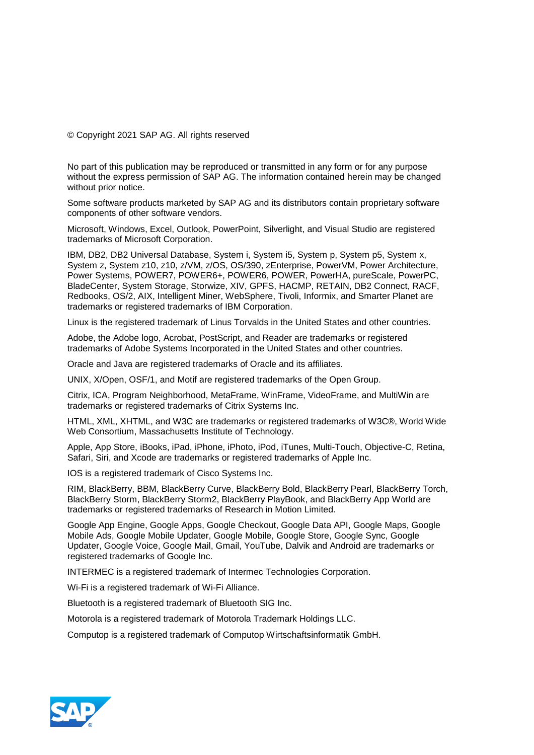© Copyright 2021 SAP AG. All rights reserved

No part of this publication may be reproduced or transmitted in any form or for any purpose without the express permission of SAP AG. The information contained herein may be changed without prior notice.

Some software products marketed by SAP AG and its distributors contain proprietary software components of other software vendors.

Microsoft, Windows, Excel, Outlook, PowerPoint, Silverlight, and Visual Studio are registered trademarks of Microsoft Corporation.

IBM, DB2, DB2 Universal Database, System i, System i5, System p, System p5, System x, System z, System z10, z10, z/VM, z/OS, OS/390, zEnterprise, PowerVM, Power Architecture, Power Systems, POWER7, POWER6+, POWER6, POWER, PowerHA, pureScale, PowerPC, BladeCenter, System Storage, Storwize, XIV, GPFS, HACMP, RETAIN, DB2 Connect, RACF, Redbooks, OS/2, AIX, Intelligent Miner, WebSphere, Tivoli, Informix, and Smarter Planet are trademarks or registered trademarks of IBM Corporation.

Linux is the registered trademark of Linus Torvalds in the United States and other countries.

Adobe, the Adobe logo, Acrobat, PostScript, and Reader are trademarks or registered trademarks of Adobe Systems Incorporated in the United States and other countries.

Oracle and Java are registered trademarks of Oracle and its affiliates.

UNIX, X/Open, OSF/1, and Motif are registered trademarks of the Open Group.

Citrix, ICA, Program Neighborhood, MetaFrame, WinFrame, VideoFrame, and MultiWin are trademarks or registered trademarks of Citrix Systems Inc.

HTML, XML, XHTML, and W3C are trademarks or registered trademarks of W3C®, World Wide Web Consortium, Massachusetts Institute of Technology.

Apple, App Store, iBooks, iPad, iPhone, iPhoto, iPod, iTunes, Multi-Touch, Objective-C, Retina, Safari, Siri, and Xcode are trademarks or registered trademarks of Apple Inc.

IOS is a registered trademark of Cisco Systems Inc.

RIM, BlackBerry, BBM, BlackBerry Curve, BlackBerry Bold, BlackBerry Pearl, BlackBerry Torch, BlackBerry Storm, BlackBerry Storm2, BlackBerry PlayBook, and BlackBerry App World are trademarks or registered trademarks of Research in Motion Limited.

Google App Engine, Google Apps, Google Checkout, Google Data API, Google Maps, Google Mobile Ads, Google Mobile Updater, Google Mobile, Google Store, Google Sync, Google Updater, Google Voice, Google Mail, Gmail, YouTube, Dalvik and Android are trademarks or registered trademarks of Google Inc.

INTERMEC is a registered trademark of Intermec Technologies Corporation.

Wi-Fi is a registered trademark of Wi-Fi Alliance.

Bluetooth is a registered trademark of Bluetooth SIG Inc.

Motorola is a registered trademark of Motorola Trademark Holdings LLC.

Computop is a registered trademark of Computop Wirtschaftsinformatik GmbH.